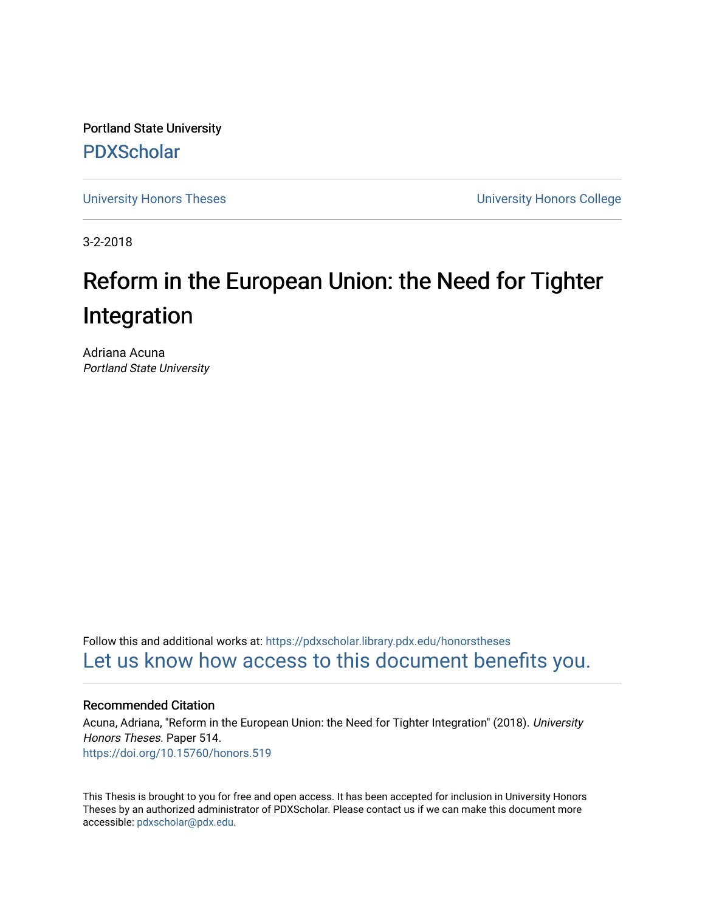Portland State University

PDXScholar

University Honors Theses

University Honors College

3-2-2018

# Reform in the European Union: the Need for Tighter Integration

Adriana Acuna
*Portland State University*

Follow this and additional works at: https://pdxscholar.library.pdx.edu/honorstheses

Let us know how access to this document benefits you.

## Recommended Citation

Acuna, Adriana, "Reform in the European Union: the Need for Tighter Integration" (2018). *University Honors Theses.* Paper 514.

https://doi.org/10.15760/honors.519

This Thesis is brought to you for free and open access. It has been accepted for inclusion in University Honors Theses by an authorized administrator of PDXScholar. Please contact us if we can make this document more accessible: pdxscholar@pdx.edu.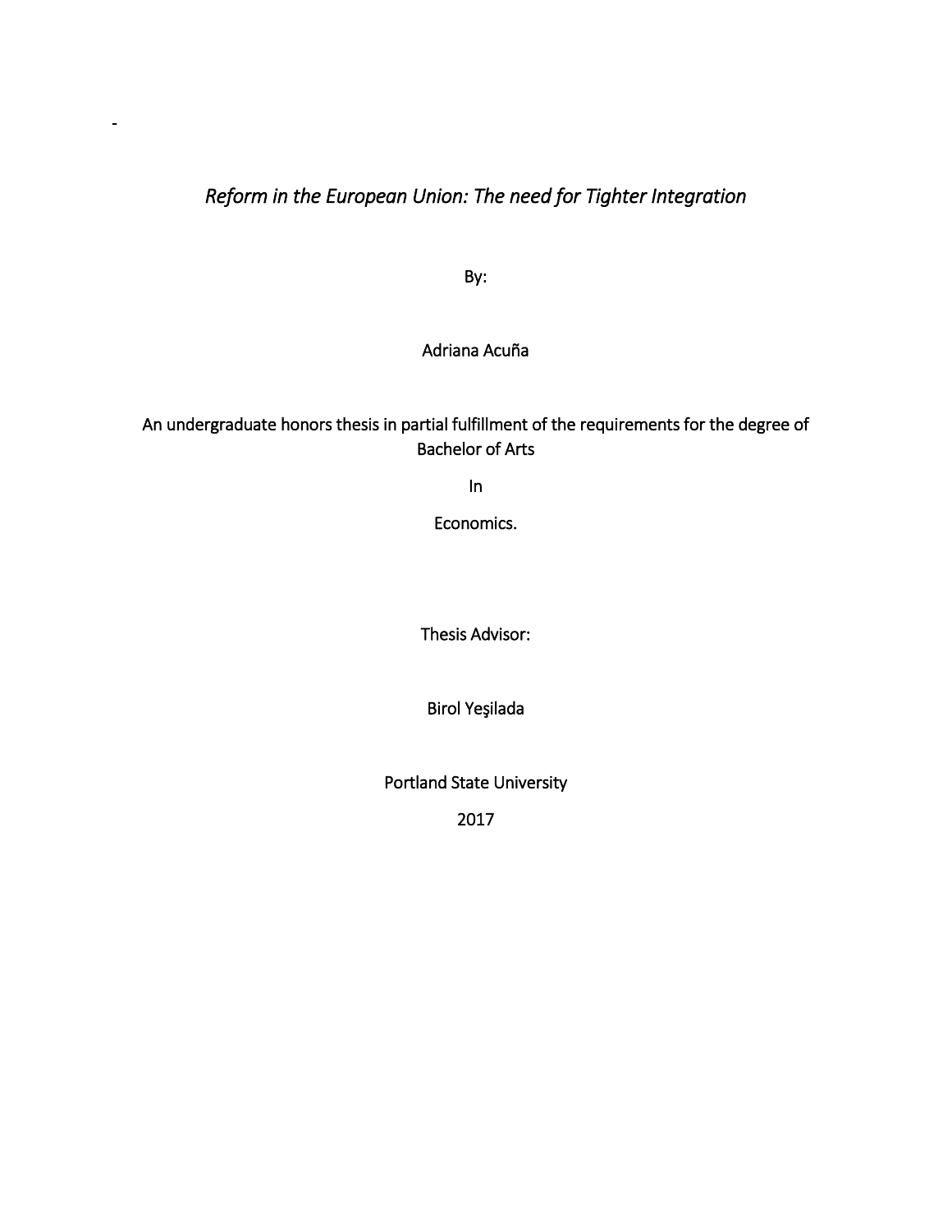-

*Reform in the European Union: The need for Tighter Integration*

By:

Adriana Acuña

An undergraduate honors thesis in partial fulfillment of the requirements for the degree of Bachelor of Arts

In

Economics.

Thesis Advisor:

Birol Yeşilada

Portland State University

2017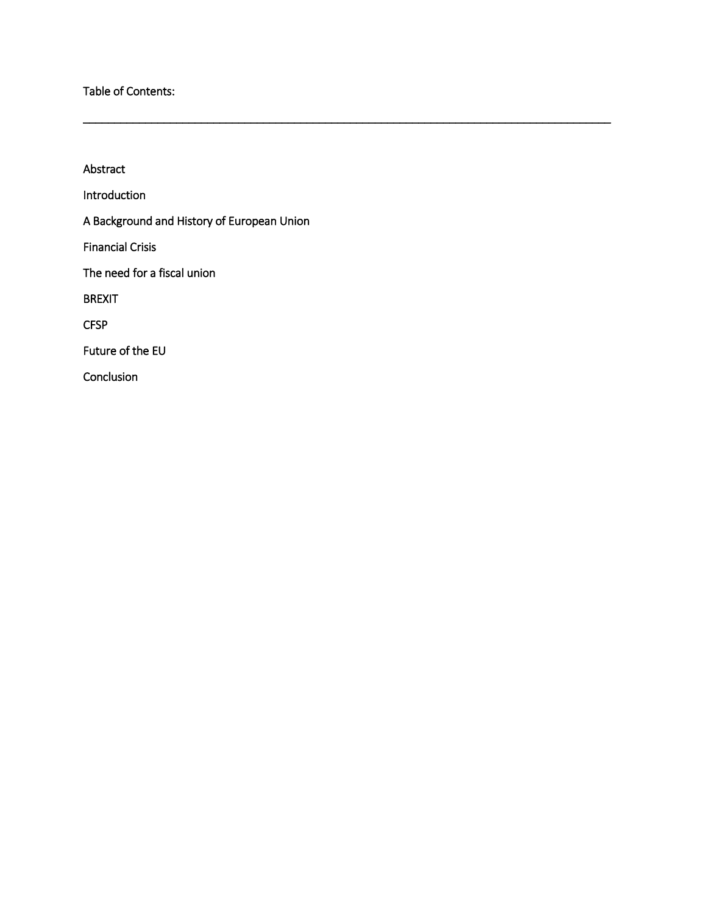Table of Contents:

---

Abstract

Introduction

A Background and History of European Union

Financial Crisis

The need for a fiscal union

BREXIT

CFSP

Future of the EU

Conclusion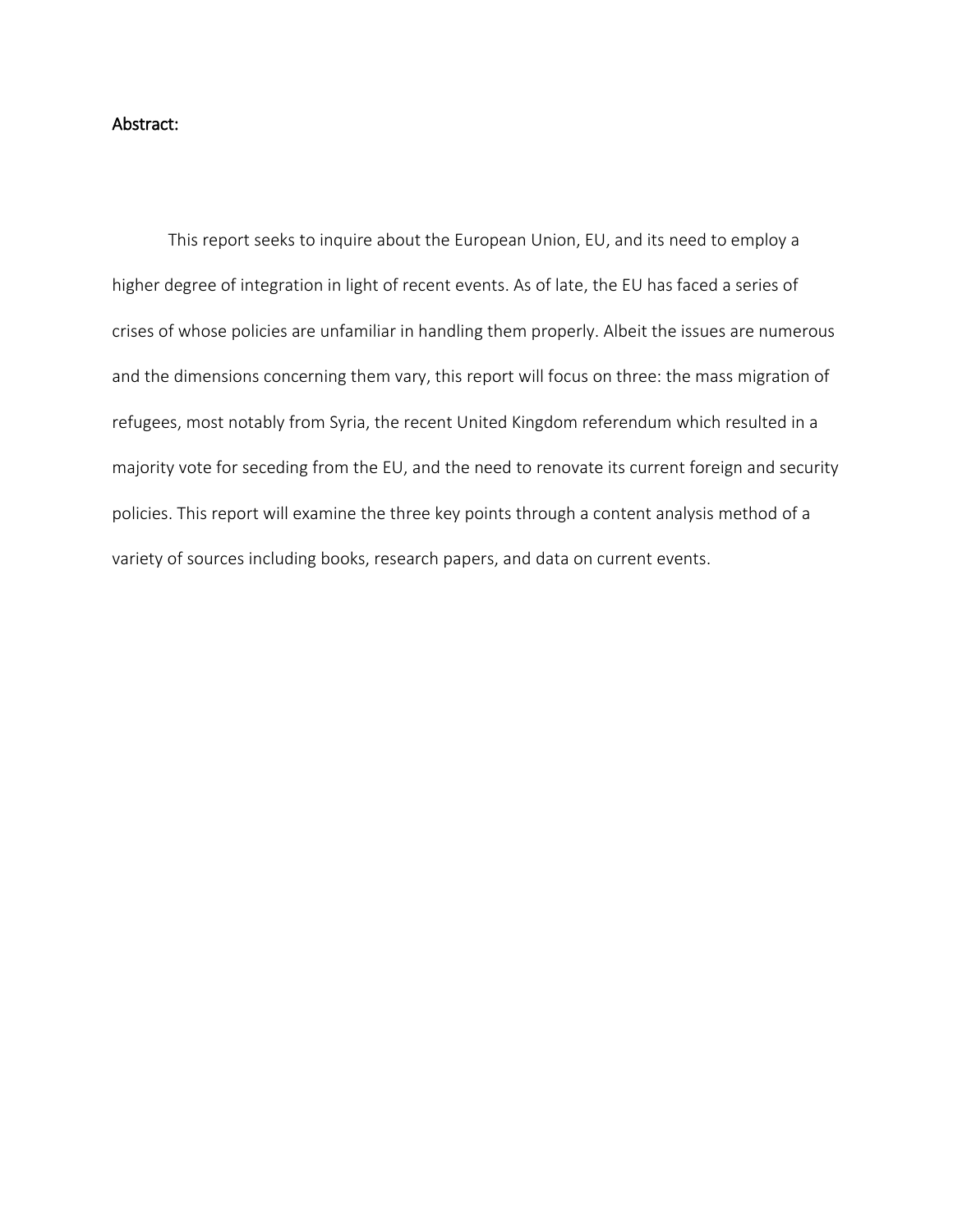## Abstract:

This report seeks to inquire about the European Union, EU, and its need to employ a higher degree of integration in light of recent events. As of late, the EU has faced a series of crises of whose policies are unfamiliar in handling them properly. Albeit the issues are numerous and the dimensions concerning them vary, this report will focus on three: the mass migration of refugees, most notably from Syria, the recent United Kingdom referendum which resulted in a majority vote for seceding from the EU, and the need to renovate its current foreign and security policies. This report will examine the three key points through a content analysis method of a variety of sources including books, research papers, and data on current events.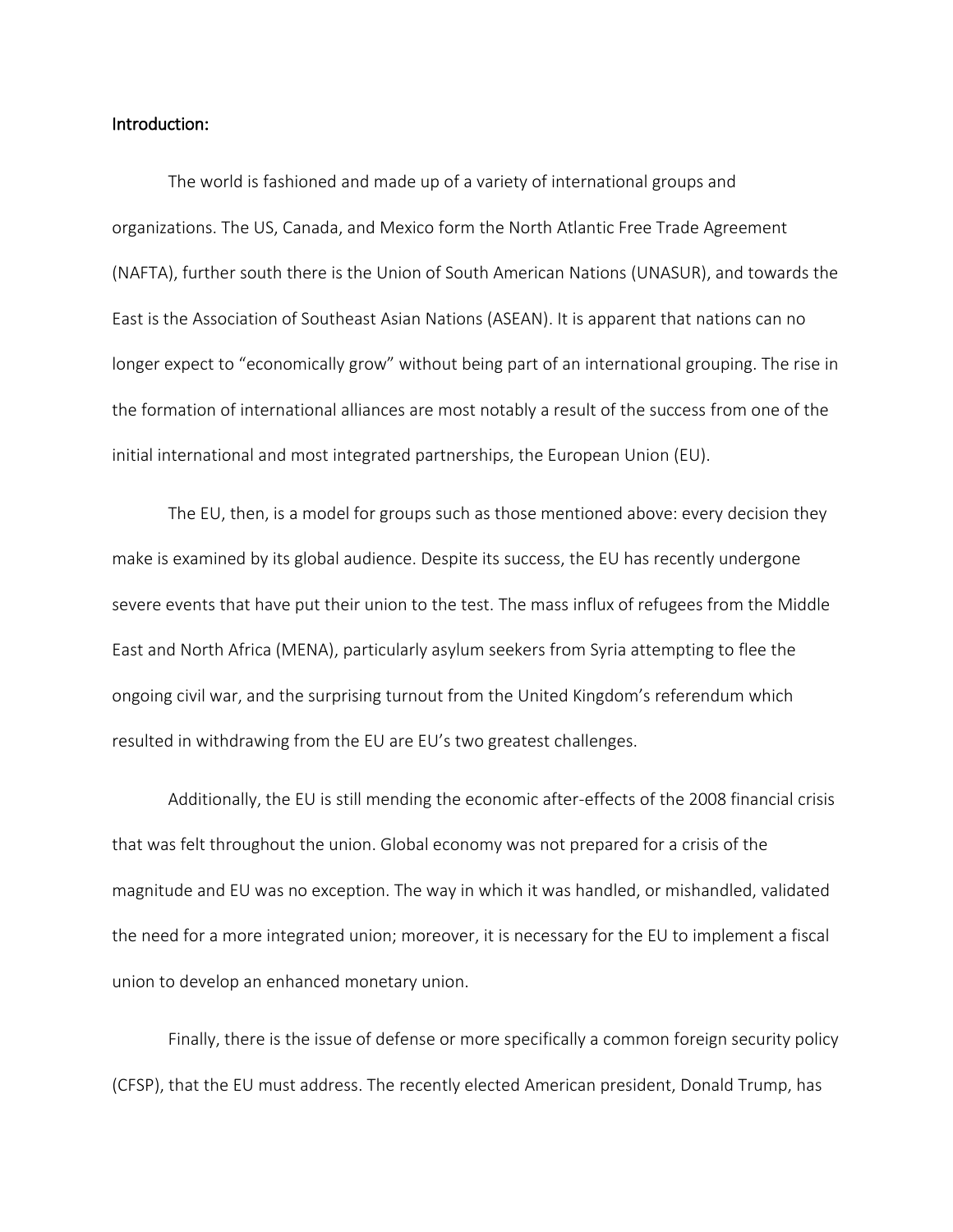Introduction:

The world is fashioned and made up of a variety of international groups and organizations. The US, Canada, and Mexico form the North Atlantic Free Trade Agreement (NAFTA), further south there is the Union of South American Nations (UNASUR), and towards the East is the Association of Southeast Asian Nations (ASEAN). It is apparent that nations can no longer expect to "economically grow" without being part of an international grouping. The rise in the formation of international alliances are most notably a result of the success from one of the initial international and most integrated partnerships, the European Union (EU).

The EU, then, is a model for groups such as those mentioned above: every decision they make is examined by its global audience. Despite its success, the EU has recently undergone severe events that have put their union to the test. The mass influx of refugees from the Middle East and North Africa (MENA), particularly asylum seekers from Syria attempting to flee the ongoing civil war, and the surprising turnout from the United Kingdom's referendum which resulted in withdrawing from the EU are EU's two greatest challenges.

Additionally, the EU is still mending the economic after-effects of the 2008 financial crisis that was felt throughout the union. Global economy was not prepared for a crisis of the magnitude and EU was no exception. The way in which it was handled, or mishandled, validated the need for a more integrated union; moreover, it is necessary for the EU to implement a fiscal union to develop an enhanced monetary union.

Finally, there is the issue of defense or more specifically a common foreign security policy (CFSP), that the EU must address. The recently elected American president, Donald Trump, has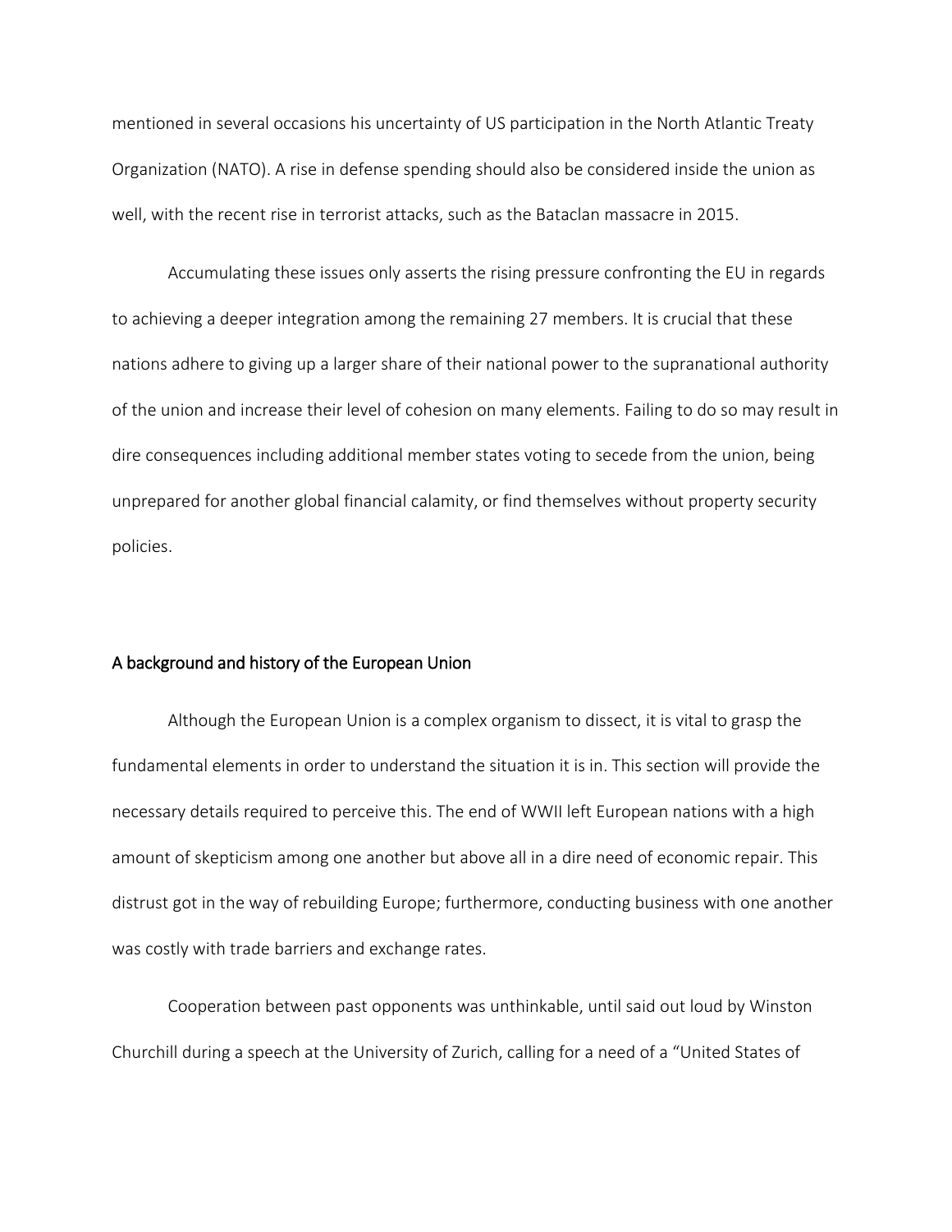mentioned in several occasions his uncertainty of US participation in the North Atlantic Treaty Organization (NATO). A rise in defense spending should also be considered inside the union as well, with the recent rise in terrorist attacks, such as the Bataclan massacre in 2015.

Accumulating these issues only asserts the rising pressure confronting the EU in regards to achieving a deeper integration among the remaining 27 members. It is crucial that these nations adhere to giving up a larger share of their national power to the supranational authority of the union and increase their level of cohesion on many elements. Failing to do so may result in dire consequences including additional member states voting to secede from the union, being unprepared for another global financial calamity, or find themselves without property security policies.

## A background and history of the European Union

Although the European Union is a complex organism to dissect, it is vital to grasp the fundamental elements in order to understand the situation it is in. This section will provide the necessary details required to perceive this. The end of WWII left European nations with a high amount of skepticism among one another but above all in a dire need of economic repair. This distrust got in the way of rebuilding Europe; furthermore, conducting business with one another was costly with trade barriers and exchange rates.

Cooperation between past opponents was unthinkable, until said out loud by Winston Churchill during a speech at the University of Zurich, calling for a need of a "United States of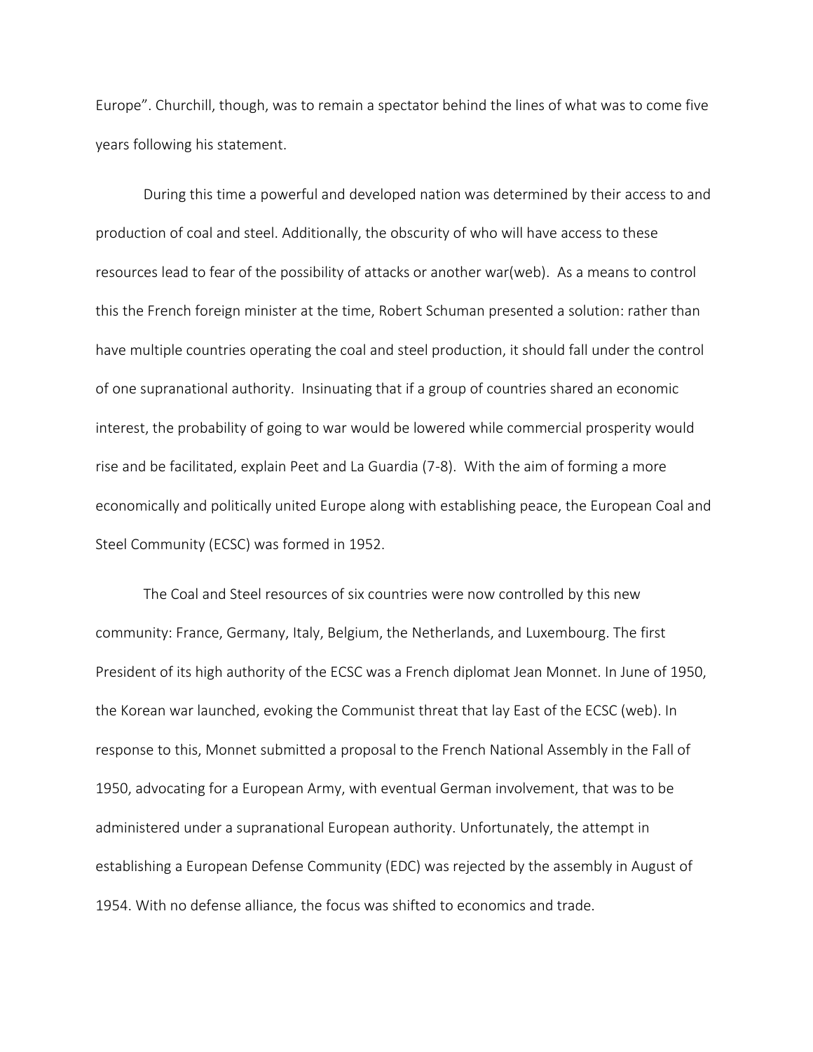Europe". Churchill, though, was to remain a spectator behind the lines of what was to come five years following his statement.

During this time a powerful and developed nation was determined by their access to and production of coal and steel. Additionally, the obscurity of who will have access to these resources lead to fear of the possibility of attacks or another war(web). As a means to control this the French foreign minister at the time, Robert Schuman presented a solution: rather than have multiple countries operating the coal and steel production, it should fall under the control of one supranational authority. Insinuating that if a group of countries shared an economic interest, the probability of going to war would be lowered while commercial prosperity would rise and be facilitated, explain Peet and La Guardia (7-8). With the aim of forming a more economically and politically united Europe along with establishing peace, the European Coal and Steel Community (ECSC) was formed in 1952.

The Coal and Steel resources of six countries were now controlled by this new community: France, Germany, Italy, Belgium, the Netherlands, and Luxembourg. The first President of its high authority of the ECSC was a French diplomat Jean Monnet. In June of 1950, the Korean war launched, evoking the Communist threat that lay East of the ECSC (web). In response to this, Monnet submitted a proposal to the French National Assembly in the Fall of 1950, advocating for a European Army, with eventual German involvement, that was to be administered under a supranational European authority. Unfortunately, the attempt in establishing a European Defense Community (EDC) was rejected by the assembly in August of 1954. With no defense alliance, the focus was shifted to economics and trade.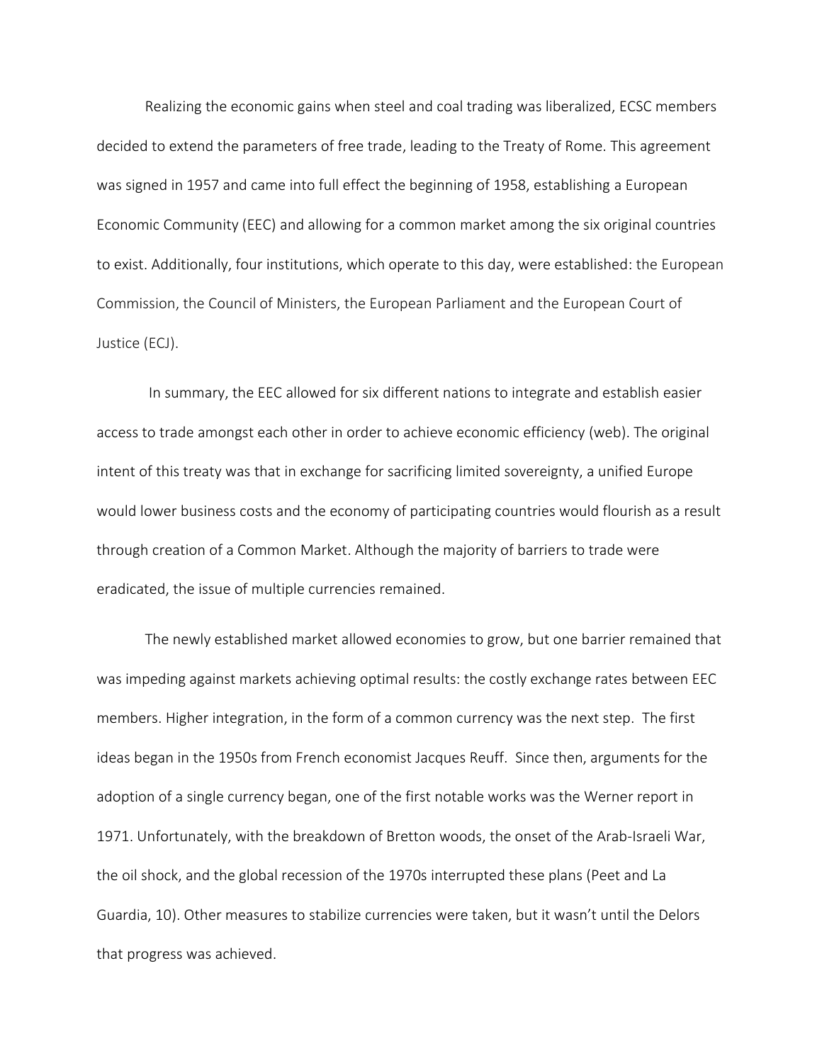Realizing the economic gains when steel and coal trading was liberalized, ECSC members decided to extend the parameters of free trade, leading to the Treaty of Rome. This agreement was signed in 1957 and came into full effect the beginning of 1958, establishing a European Economic Community (EEC) and allowing for a common market among the six original countries to exist. Additionally, four institutions, which operate to this day, were established: the European Commission, the Council of Ministers, the European Parliament and the European Court of Justice (ECJ).

In summary, the EEC allowed for six different nations to integrate and establish easier access to trade amongst each other in order to achieve economic efficiency (web). The original intent of this treaty was that in exchange for sacrificing limited sovereignty, a unified Europe would lower business costs and the economy of participating countries would flourish as a result through creation of a Common Market. Although the majority of barriers to trade were eradicated, the issue of multiple currencies remained.

The newly established market allowed economies to grow, but one barrier remained that was impeding against markets achieving optimal results: the costly exchange rates between EEC members. Higher integration, in the form of a common currency was the next step. The first ideas began in the 1950s from French economist Jacques Reuff. Since then, arguments for the adoption of a single currency began, one of the first notable works was the Werner report in 1971. Unfortunately, with the breakdown of Bretton woods, the onset of the Arab-Israeli War, the oil shock, and the global recession of the 1970s interrupted these plans (Peet and La Guardia, 10). Other measures to stabilize currencies were taken, but it wasn't until the Delors that progress was achieved.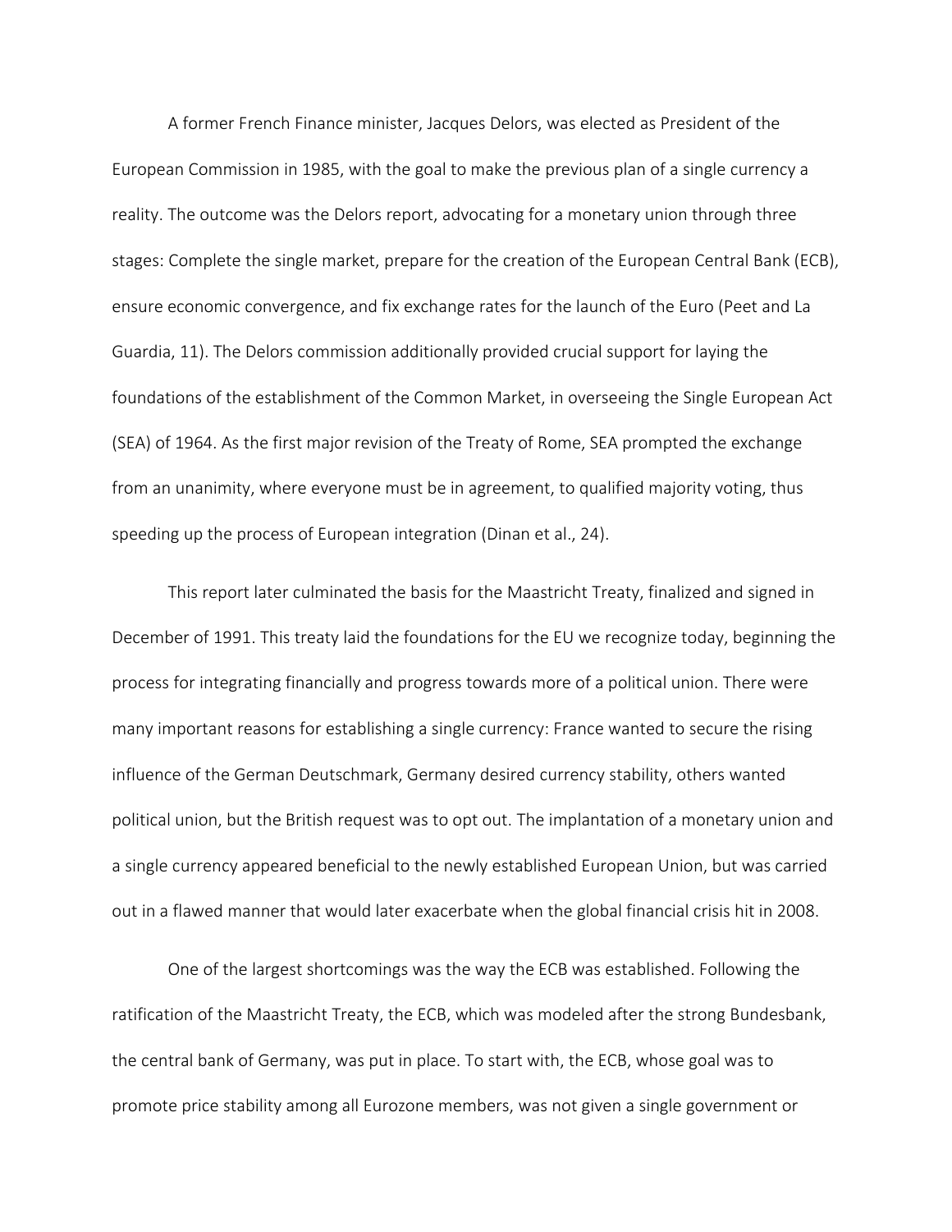A former French Finance minister, Jacques Delors, was elected as President of the European Commission in 1985, with the goal to make the previous plan of a single currency a reality. The outcome was the Delors report, advocating for a monetary union through three stages: Complete the single market, prepare for the creation of the European Central Bank (ECB), ensure economic convergence, and fix exchange rates for the launch of the Euro (Peet and La Guardia, 11). The Delors commission additionally provided crucial support for laying the foundations of the establishment of the Common Market, in overseeing the Single European Act (SEA) of 1964. As the first major revision of the Treaty of Rome, SEA prompted the exchange from an unanimity, where everyone must be in agreement, to qualified majority voting, thus speeding up the process of European integration (Dinan et al., 24).

This report later culminated the basis for the Maastricht Treaty, finalized and signed in December of 1991. This treaty laid the foundations for the EU we recognize today, beginning the process for integrating financially and progress towards more of a political union. There were many important reasons for establishing a single currency: France wanted to secure the rising influence of the German Deutschmark, Germany desired currency stability, others wanted political union, but the British request was to opt out. The implantation of a monetary union and a single currency appeared beneficial to the newly established European Union, but was carried out in a flawed manner that would later exacerbate when the global financial crisis hit in 2008.

One of the largest shortcomings was the way the ECB was established. Following the ratification of the Maastricht Treaty, the ECB, which was modeled after the strong Bundesbank, the central bank of Germany, was put in place. To start with, the ECB, whose goal was to promote price stability among all Eurozone members, was not given a single government or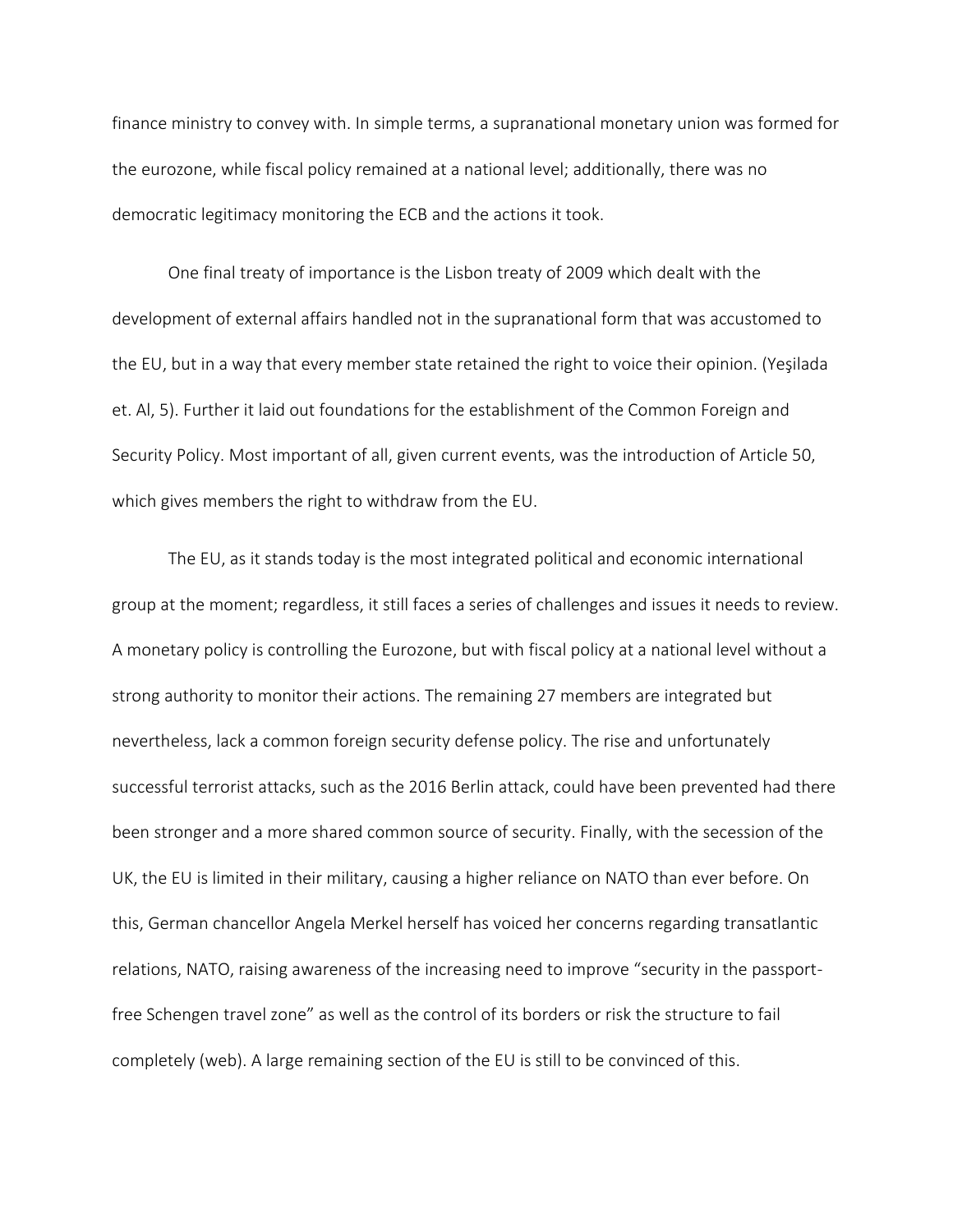finance ministry to convey with. In simple terms, a supranational monetary union was formed for the eurozone, while fiscal policy remained at a national level; additionally, there was no democratic legitimacy monitoring the ECB and the actions it took.

One final treaty of importance is the Lisbon treaty of 2009 which dealt with the development of external affairs handled not in the supranational form that was accustomed to the EU, but in a way that every member state retained the right to voice their opinion. (Yeşilada et. Al, 5). Further it laid out foundations for the establishment of the Common Foreign and Security Policy. Most important of all, given current events, was the introduction of Article 50, which gives members the right to withdraw from the EU.

The EU, as it stands today is the most integrated political and economic international group at the moment; regardless, it still faces a series of challenges and issues it needs to review. A monetary policy is controlling the Eurozone, but with fiscal policy at a national level without a strong authority to monitor their actions. The remaining 27 members are integrated but nevertheless, lack a common foreign security defense policy. The rise and unfortunately successful terrorist attacks, such as the 2016 Berlin attack, could have been prevented had there been stronger and a more shared common source of security. Finally, with the secession of the UK, the EU is limited in their military, causing a higher reliance on NATO than ever before. On this, German chancellor Angela Merkel herself has voiced her concerns regarding transatlantic relations, NATO, raising awareness of the increasing need to improve "security in the passport-free Schengen travel zone" as well as the control of its borders or risk the structure to fail completely (web). A large remaining section of the EU is still to be convinced of this.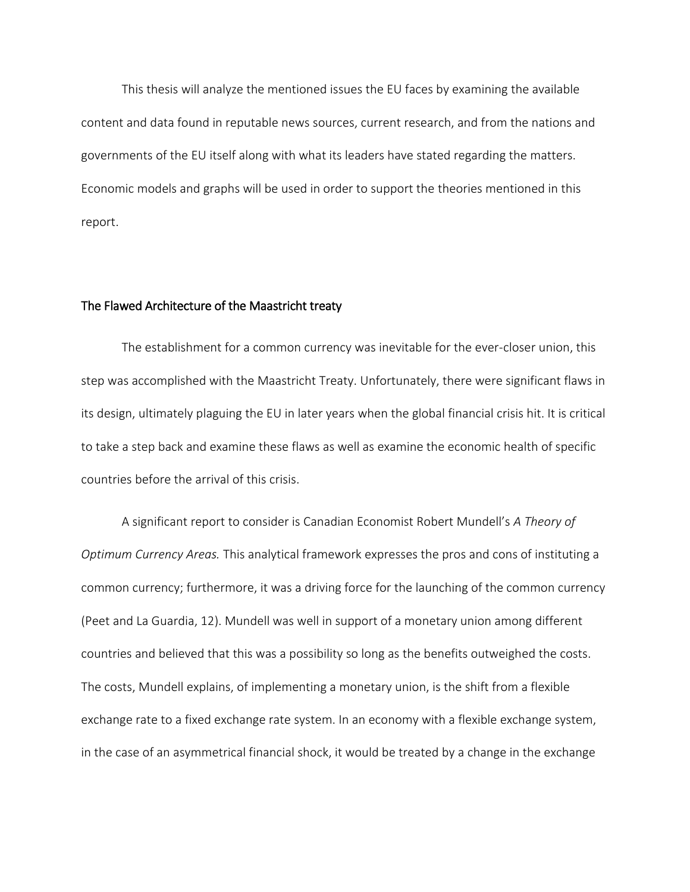This thesis will analyze the mentioned issues the EU faces by examining the available content and data found in reputable news sources, current research, and from the nations and governments of the EU itself along with what its leaders have stated regarding the matters. Economic models and graphs will be used in order to support the theories mentioned in this report.

## The Flawed Architecture of the Maastricht treaty

The establishment for a common currency was inevitable for the ever-closer union, this step was accomplished with the Maastricht Treaty. Unfortunately, there were significant flaws in its design, ultimately plaguing the EU in later years when the global financial crisis hit. It is critical to take a step back and examine these flaws as well as examine the economic health of specific countries before the arrival of this crisis.

A significant report to consider is Canadian Economist Robert Mundell's *A Theory of Optimum Currency Areas.* This analytical framework expresses the pros and cons of instituting a common currency; furthermore, it was a driving force for the launching of the common currency (Peet and La Guardia, 12). Mundell was well in support of a monetary union among different countries and believed that this was a possibility so long as the benefits outweighed the costs. The costs, Mundell explains, of implementing a monetary union, is the shift from a flexible exchange rate to a fixed exchange rate system. In an economy with a flexible exchange system, in the case of an asymmetrical financial shock, it would be treated by a change in the exchange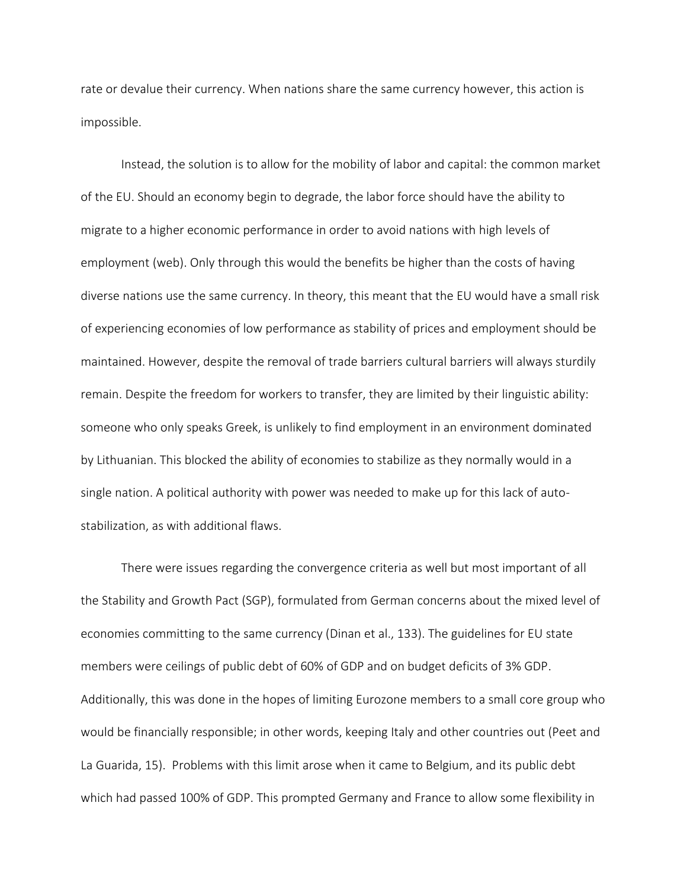rate or devalue their currency. When nations share the same currency however, this action is impossible.

Instead, the solution is to allow for the mobility of labor and capital: the common market of the EU. Should an economy begin to degrade, the labor force should have the ability to migrate to a higher economic performance in order to avoid nations with high levels of employment (web). Only through this would the benefits be higher than the costs of having diverse nations use the same currency. In theory, this meant that the EU would have a small risk of experiencing economies of low performance as stability of prices and employment should be maintained. However, despite the removal of trade barriers cultural barriers will always sturdily remain. Despite the freedom for workers to transfer, they are limited by their linguistic ability: someone who only speaks Greek, is unlikely to find employment in an environment dominated by Lithuanian. This blocked the ability of economies to stabilize as they normally would in a single nation. A political authority with power was needed to make up for this lack of auto-stabilization, as with additional flaws.

There were issues regarding the convergence criteria as well but most important of all the Stability and Growth Pact (SGP), formulated from German concerns about the mixed level of economies committing to the same currency (Dinan et al., 133). The guidelines for EU state members were ceilings of public debt of 60% of GDP and on budget deficits of 3% GDP. Additionally, this was done in the hopes of limiting Eurozone members to a small core group who would be financially responsible; in other words, keeping Italy and other countries out (Peet and La Guarida, 15). Problems with this limit arose when it came to Belgium, and its public debt which had passed 100% of GDP. This prompted Germany and France to allow some flexibility in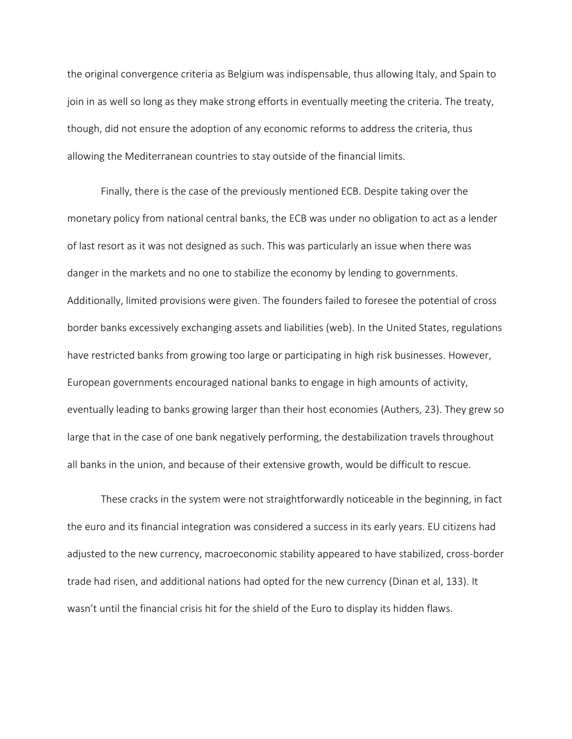the original convergence criteria as Belgium was indispensable, thus allowing Italy, and Spain to join in as well so long as they make strong efforts in eventually meeting the criteria. The treaty, though, did not ensure the adoption of any economic reforms to address the criteria, thus allowing the Mediterranean countries to stay outside of the financial limits.

Finally, there is the case of the previously mentioned ECB. Despite taking over the monetary policy from national central banks, the ECB was under no obligation to act as a lender of last resort as it was not designed as such. This was particularly an issue when there was danger in the markets and no one to stabilize the economy by lending to governments. Additionally, limited provisions were given. The founders failed to foresee the potential of cross border banks excessively exchanging assets and liabilities (web). In the United States, regulations have restricted banks from growing too large or participating in high risk businesses. However, European governments encouraged national banks to engage in high amounts of activity, eventually leading to banks growing larger than their host economies (Authers, 23). They grew so large that in the case of one bank negatively performing, the destabilization travels throughout all banks in the union, and because of their extensive growth, would be difficult to rescue.

These cracks in the system were not straightforwardly noticeable in the beginning, in fact the euro and its financial integration was considered a success in its early years. EU citizens had adjusted to the new currency, macroeconomic stability appeared to have stabilized, cross-border trade had risen, and additional nations had opted for the new currency (Dinan et al, 133). It wasn't until the financial crisis hit for the shield of the Euro to display its hidden flaws.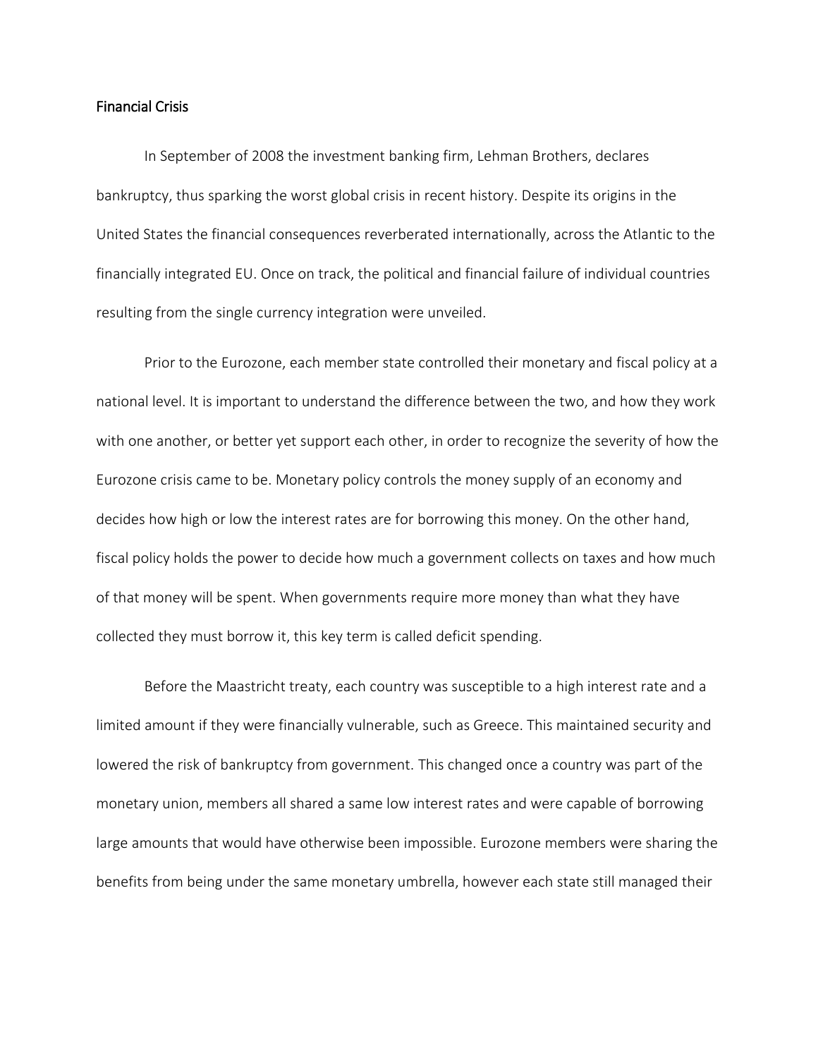## Financial Crisis

In September of 2008 the investment banking firm, Lehman Brothers, declares bankruptcy, thus sparking the worst global crisis in recent history. Despite its origins in the United States the financial consequences reverberated internationally, across the Atlantic to the financially integrated EU. Once on track, the political and financial failure of individual countries resulting from the single currency integration were unveiled.

Prior to the Eurozone, each member state controlled their monetary and fiscal policy at a national level. It is important to understand the difference between the two, and how they work with one another, or better yet support each other, in order to recognize the severity of how the Eurozone crisis came to be. Monetary policy controls the money supply of an economy and decides how high or low the interest rates are for borrowing this money. On the other hand, fiscal policy holds the power to decide how much a government collects on taxes and how much of that money will be spent. When governments require more money than what they have collected they must borrow it, this key term is called deficit spending.

Before the Maastricht treaty, each country was susceptible to a high interest rate and a limited amount if they were financially vulnerable, such as Greece. This maintained security and lowered the risk of bankruptcy from government. This changed once a country was part of the monetary union, members all shared a same low interest rates and were capable of borrowing large amounts that would have otherwise been impossible. Eurozone members were sharing the benefits from being under the same monetary umbrella, however each state still managed their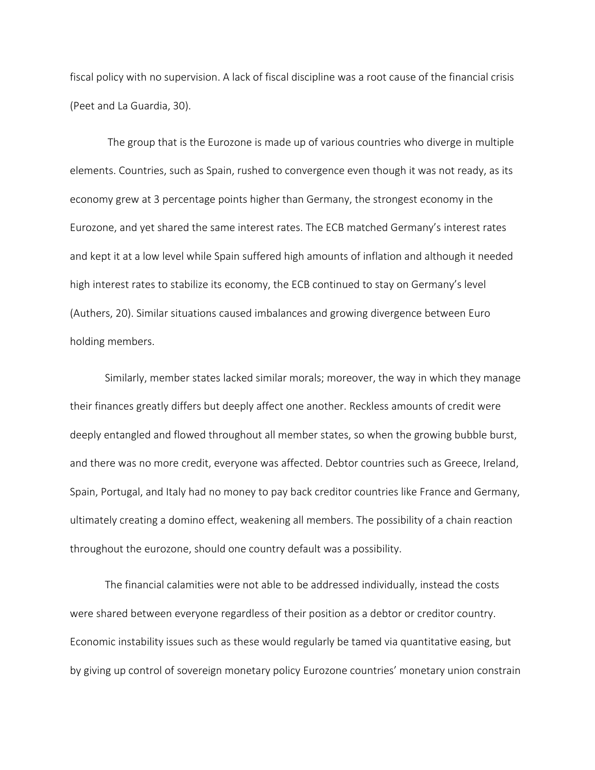fiscal policy with no supervision. A lack of fiscal discipline was a root cause of the financial crisis (Peet and La Guardia, 30).

The group that is the Eurozone is made up of various countries who diverge in multiple elements. Countries, such as Spain, rushed to convergence even though it was not ready, as its economy grew at 3 percentage points higher than Germany, the strongest economy in the Eurozone, and yet shared the same interest rates. The ECB matched Germany's interest rates and kept it at a low level while Spain suffered high amounts of inflation and although it needed high interest rates to stabilize its economy, the ECB continued to stay on Germany's level (Authers, 20). Similar situations caused imbalances and growing divergence between Euro holding members.

Similarly, member states lacked similar morals; moreover, the way in which they manage their finances greatly differs but deeply affect one another. Reckless amounts of credit were deeply entangled and flowed throughout all member states, so when the growing bubble burst, and there was no more credit, everyone was affected. Debtor countries such as Greece, Ireland, Spain, Portugal, and Italy had no money to pay back creditor countries like France and Germany, ultimately creating a domino effect, weakening all members. The possibility of a chain reaction throughout the eurozone, should one country default was a possibility.

The financial calamities were not able to be addressed individually, instead the costs were shared between everyone regardless of their position as a debtor or creditor country. Economic instability issues such as these would regularly be tamed via quantitative easing, but by giving up control of sovereign monetary policy Eurozone countries' monetary union constrain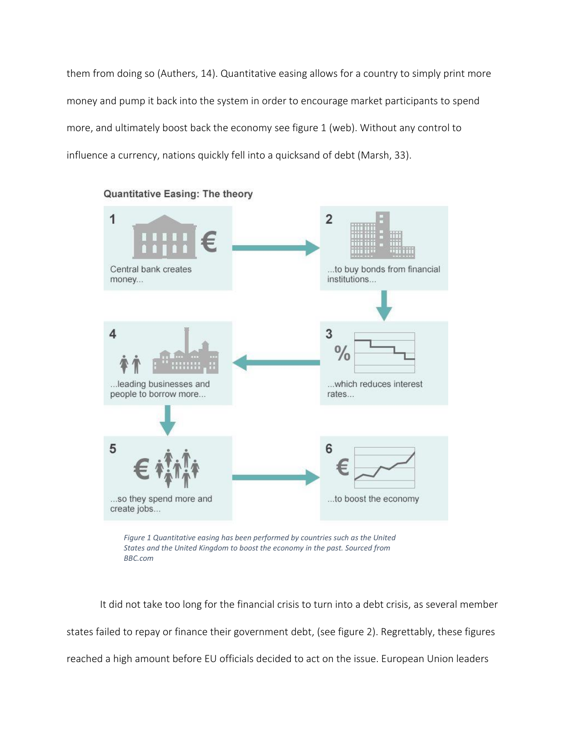them from doing so (Authers, 14). Quantitative easing allows for a country to simply print more money and pump it back into the system in order to encourage market participants to spend more, and ultimately boost back the economy see figure 1 (web). Without any control to influence a currency, nations quickly fell into a quicksand of debt (Marsh, 33).

**Quantitative Easing: The theory**

1. Central bank creates money...
2. ...to buy bonds from financial institutions...
3. ...which reduces interest rates...
4. ...leading businesses and people to borrow more...
5. ...so they spend more and create jobs...
6. ...to boost the economy

*Figure 1 Quantitative easing has been performed by countries such as the United States and the United Kingdom to boost the economy in the past. Sourced from BBC.com*

It did not take too long for the financial crisis to turn into a debt crisis, as several member states failed to repay or finance their government debt, (see figure 2). Regrettably, these figures reached a high amount before EU officials decided to act on the issue. European Union leaders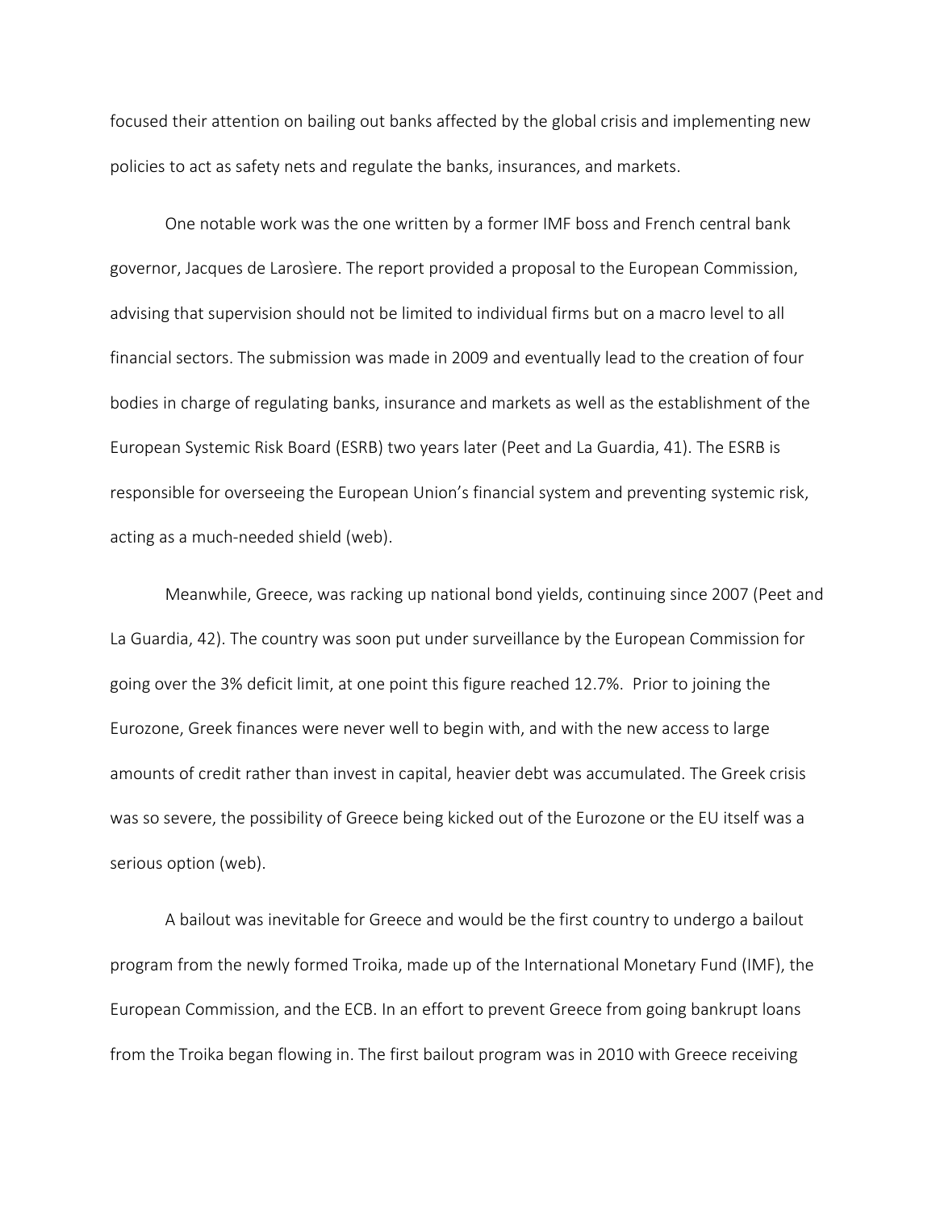focused their attention on bailing out banks affected by the global crisis and implementing new policies to act as safety nets and regulate the banks, insurances, and markets.

One notable work was the one written by a former IMF boss and French central bank governor, Jacques de Larosìere. The report provided a proposal to the European Commission, advising that supervision should not be limited to individual firms but on a macro level to all financial sectors. The submission was made in 2009 and eventually lead to the creation of four bodies in charge of regulating banks, insurance and markets as well as the establishment of the European Systemic Risk Board (ESRB) two years later (Peet and La Guardia, 41). The ESRB is responsible for overseeing the European Union's financial system and preventing systemic risk, acting as a much-needed shield (web).

Meanwhile, Greece, was racking up national bond yields, continuing since 2007 (Peet and La Guardia, 42). The country was soon put under surveillance by the European Commission for going over the 3% deficit limit, at one point this figure reached 12.7%. Prior to joining the Eurozone, Greek finances were never well to begin with, and with the new access to large amounts of credit rather than invest in capital, heavier debt was accumulated. The Greek crisis was so severe, the possibility of Greece being kicked out of the Eurozone or the EU itself was a serious option (web).

A bailout was inevitable for Greece and would be the first country to undergo a bailout program from the newly formed Troika, made up of the International Monetary Fund (IMF), the European Commission, and the ECB. In an effort to prevent Greece from going bankrupt loans from the Troika began flowing in. The first bailout program was in 2010 with Greece receiving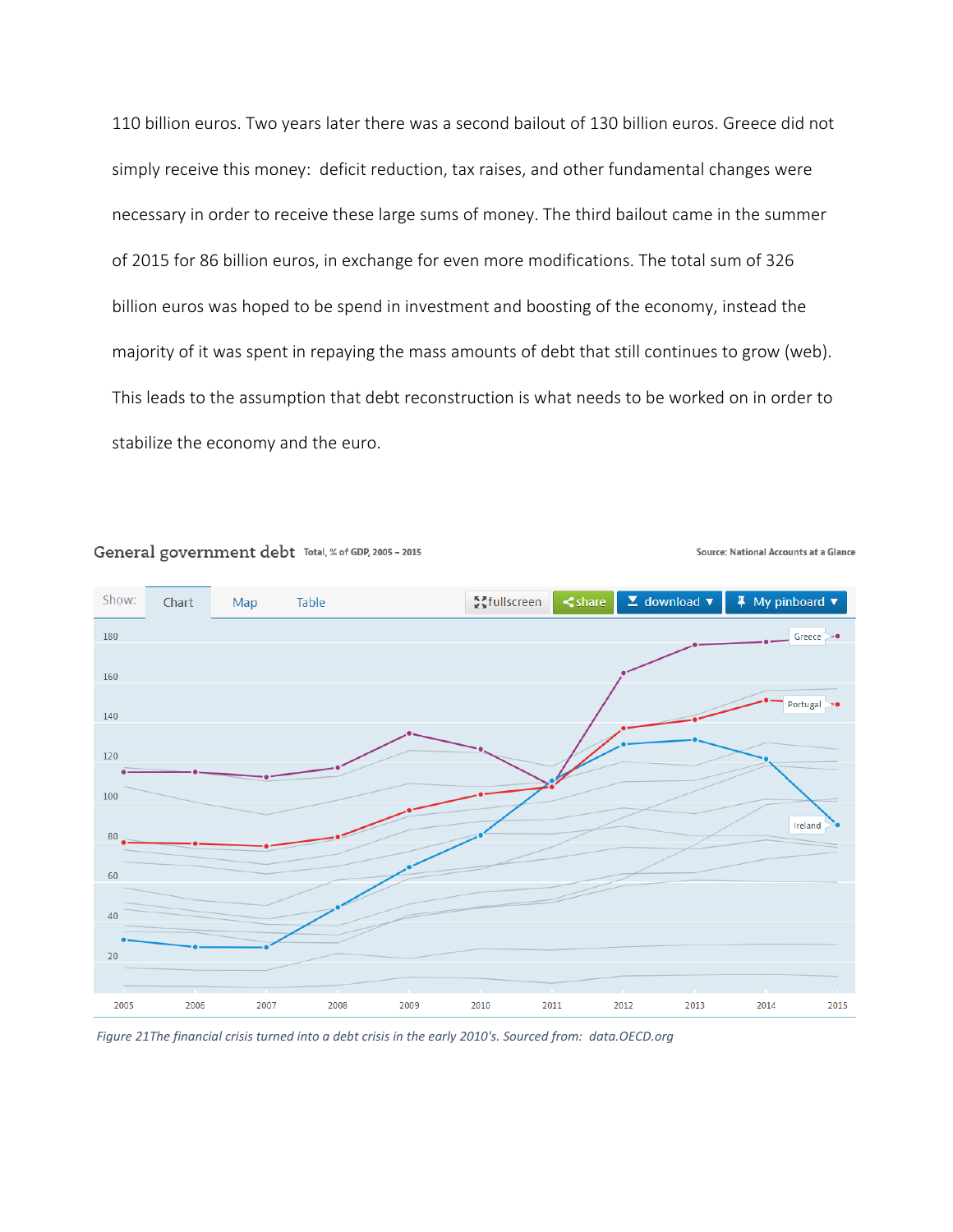110 billion euros. Two years later there was a second bailout of 130 billion euros. Greece did not simply receive this money: deficit reduction, tax raises, and other fundamental changes were necessary in order to receive these large sums of money. The third bailout came in the summer of 2015 for 86 billion euros, in exchange for even more modifications. The total sum of 326 billion euros was hoped to be spend in investment and boosting of the economy, instead the majority of it was spent in repaying the mass amounts of debt that still continues to grow (web). This leads to the assumption that debt reconstruction is what needs to be worked on in order to stabilize the economy and the euro.

*Figure 21The financial crisis turned into a debt crisis in the early 2010's. Sourced from: data.OECD.org*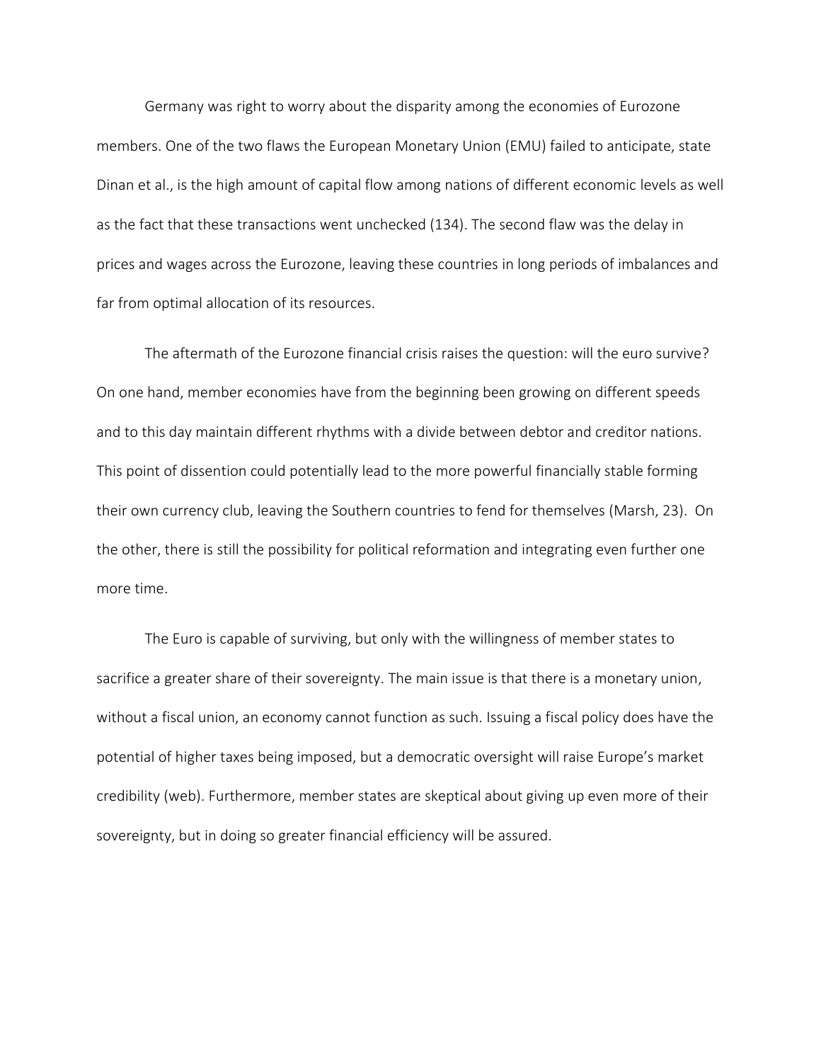Germany was right to worry about the disparity among the economies of Eurozone members. One of the two flaws the European Monetary Union (EMU) failed to anticipate, state Dinan et al., is the high amount of capital flow among nations of different economic levels as well as the fact that these transactions went unchecked (134). The second flaw was the delay in prices and wages across the Eurozone, leaving these countries in long periods of imbalances and far from optimal allocation of its resources.

The aftermath of the Eurozone financial crisis raises the question: will the euro survive? On one hand, member economies have from the beginning been growing on different speeds and to this day maintain different rhythms with a divide between debtor and creditor nations. This point of dissention could potentially lead to the more powerful financially stable forming their own currency club, leaving the Southern countries to fend for themselves (Marsh, 23). On the other, there is still the possibility for political reformation and integrating even further one more time.

The Euro is capable of surviving, but only with the willingness of member states to sacrifice a greater share of their sovereignty. The main issue is that there is a monetary union, without a fiscal union, an economy cannot function as such. Issuing a fiscal policy does have the potential of higher taxes being imposed, but a democratic oversight will raise Europe's market credibility (web). Furthermore, member states are skeptical about giving up even more of their sovereignty, but in doing so greater financial efficiency will be assured.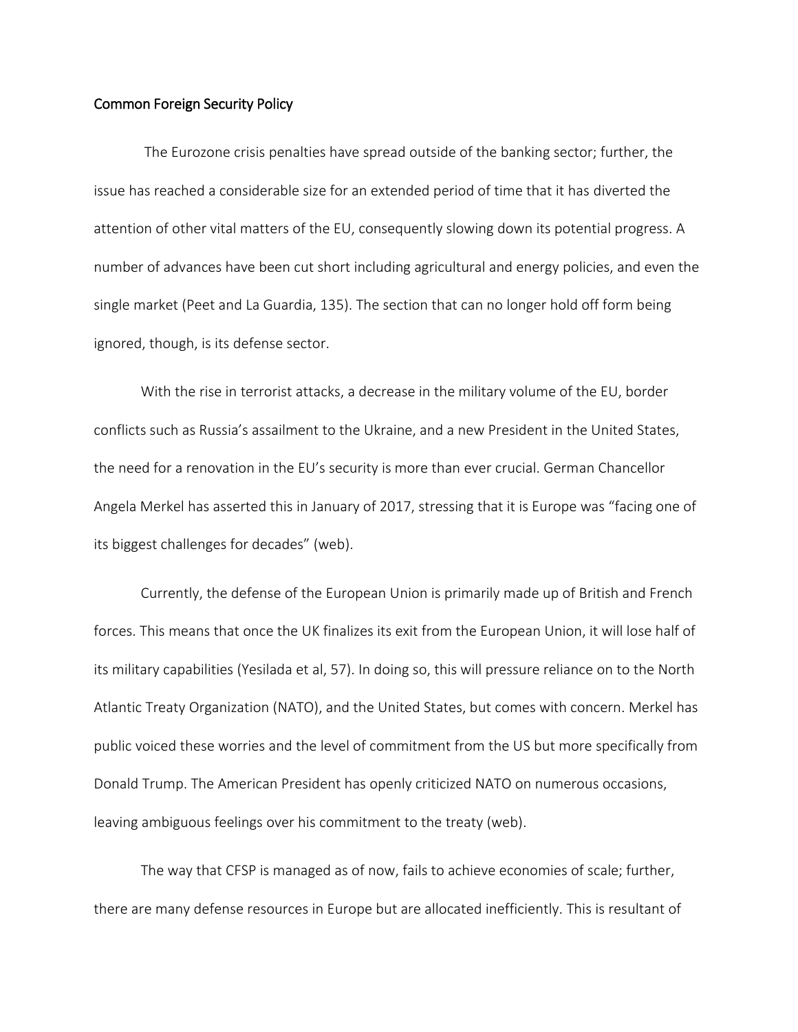## Common Foreign Security Policy

The Eurozone crisis penalties have spread outside of the banking sector; further, the issue has reached a considerable size for an extended period of time that it has diverted the attention of other vital matters of the EU, consequently slowing down its potential progress. A number of advances have been cut short including agricultural and energy policies, and even the single market (Peet and La Guardia, 135). The section that can no longer hold off form being ignored, though, is its defense sector.

With the rise in terrorist attacks, a decrease in the military volume of the EU, border conflicts such as Russia's assailment to the Ukraine, and a new President in the United States, the need for a renovation in the EU's security is more than ever crucial. German Chancellor Angela Merkel has asserted this in January of 2017, stressing that it is Europe was "facing one of its biggest challenges for decades" (web).

Currently, the defense of the European Union is primarily made up of British and French forces. This means that once the UK finalizes its exit from the European Union, it will lose half of its military capabilities (Yesilada et al, 57). In doing so, this will pressure reliance on to the North Atlantic Treaty Organization (NATO), and the United States, but comes with concern. Merkel has public voiced these worries and the level of commitment from the US but more specifically from Donald Trump. The American President has openly criticized NATO on numerous occasions, leaving ambiguous feelings over his commitment to the treaty (web).

The way that CFSP is managed as of now, fails to achieve economies of scale; further, there are many defense resources in Europe but are allocated inefficiently. This is resultant of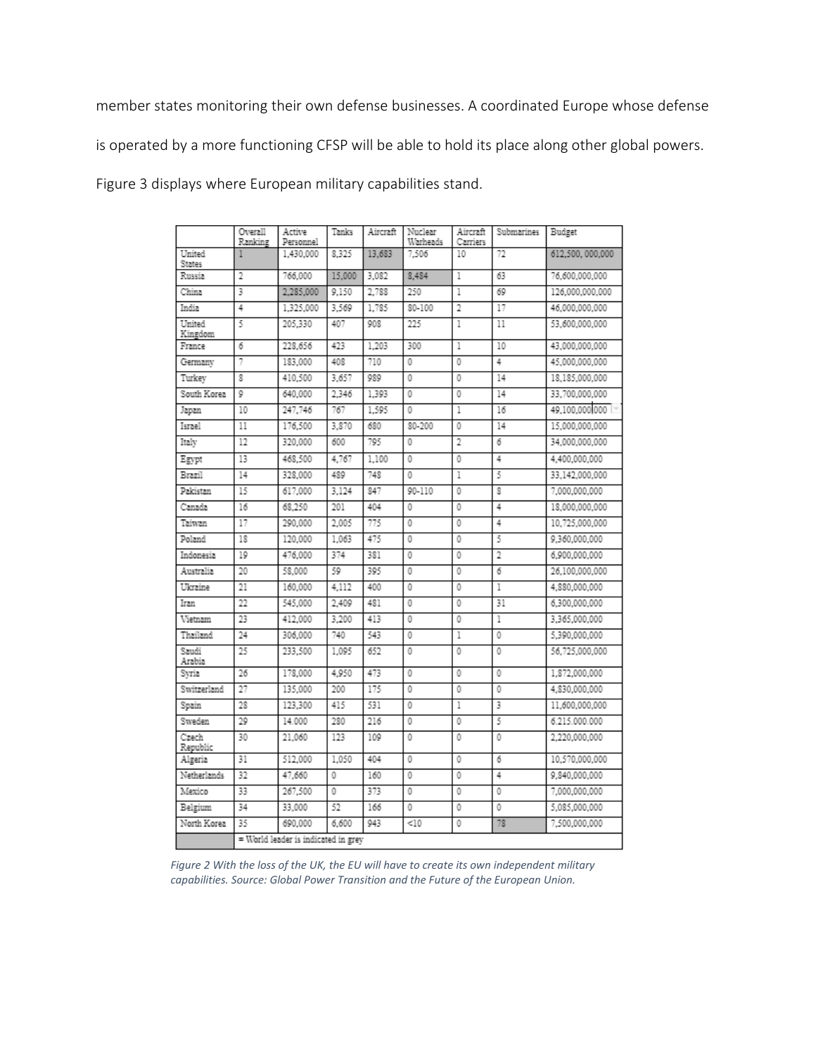member states monitoring their own defense businesses. A coordinated Europe whose defense is operated by a more functioning CFSP will be able to hold its place along other global powers. Figure 3 displays where European military capabilities stand.

| | Overall Ranking | Active Personnel | Tanks | Aircraft | Nuclear Warheads | Aircraft Carriers | Submarines | Budget |
|---|---|---|---|---|---|---|---|---|
| United States | 1 | 1,430,000 | 8,325 | 13,683 | 7,506 | 10 | 72 | 612,500, 000,000 |
| Russia | 2 | 766,000 | 15,000 | 3,082 | 8,484 | 1 | 63 | 76,600,000,000 |
| China | 3 | 2,285,000 | 9,150 | 2,788 | 250 | 1 | 69 | 126,000,000,000 |
| India | 4 | 1,325,000 | 3,569 | 1,785 | 80-100 | 2 | 17 | 46,000,000,000 |
| United Kingdom | 5 | 205,330 | 407 | 908 | 225 | 1 | 11 | 53,600,000,000 |
| France | 6 | 228,656 | 423 | 1,203 | 300 | 1 | 10 | 43,000,000,000 |
| Germany | 7 | 183,000 | 408 | 710 | 0 | 0 | 4 | 45,000,000,000 |
| Turkey | 8 | 410,500 | 3,657 | 989 | 0 | 0 | 14 | 18,185,000,000 |
| South Korea | 9 | 640,000 | 2,346 | 1,393 | 0 | 0 | 14 | 33,700,000,000 |
| Japan | 10 | 247,746 | 767 | 1,595 | 0 | 1 | 16 | 49,100,000,000 |
| Israel | 11 | 176,500 | 3,870 | 680 | 80-200 | 0 | 14 | 15,000,000,000 |
| Italy | 12 | 320,000 | 600 | 795 | 0 | 2 | 6 | 34,000,000,000 |
| Egypt | 13 | 468,500 | 4,767 | 1,100 | 0 | 0 | 4 | 4,400,000,000 |
| Brazil | 14 | 328,000 | 489 | 748 | 0 | 1 | 5 | 33,142,000,000 |
| Pakistan | 15 | 617,000 | 3,124 | 847 | 90-110 | 0 | 8 | 7,000,000,000 |
| Canada | 16 | 68,250 | 201 | 404 | 0 | 0 | 4 | 18,000,000,000 |
| Taiwan | 17 | 290,000 | 2,005 | 775 | 0 | 0 | 4 | 10,725,000,000 |
| Poland | 18 | 120,000 | 1,063 | 475 | 0 | 0 | 5 | 9,360,000,000 |
| Indonesia | 19 | 476,000 | 374 | 381 | 0 | 0 | 2 | 6,900,000,000 |
| Australia | 20 | 58,000 | 59 | 395 | 0 | 0 | 6 | 26,100,000,000 |
| Ukraine | 21 | 160,000 | 4,112 | 400 | 0 | 0 | 1 | 4,880,000,000 |
| Iran | 22 | 545,000 | 2,409 | 481 | 0 | 0 | 31 | 6,300,000,000 |
| Vietnam | 23 | 412,000 | 3,200 | 413 | 0 | 0 | 1 | 3,365,000,000 |
| Thailand | 24 | 306,000 | 740 | 543 | 0 | 1 | 0 | 5,390,000,000 |
| Saudi Arabia | 25 | 233,500 | 1,095 | 652 | 0 | 0 | 0 | 56,725,000,000 |
| Syria | 26 | 178,000 | 4,950 | 473 | 0 | 0 | 0 | 1,872,000,000 |
| Switzerland | 27 | 135,000 | 200 | 175 | 0 | 0 | 0 | 4,830,000,000 |
| Spain | 28 | 123,300 | 415 | 531 | 0 | 1 | 3 | 11,600,000,000 |
| Sweden | 29 | 14.000 | 280 | 216 | 0 | 0 | 5 | 6.215.000.000 |
| Czech Republic | 30 | 21,060 | 123 | 109 | 0 | 0 | 0 | 2,220,000,000 |
| Algeria | 31 | 512,000 | 1,050 | 404 | 0 | 0 | 6 | 10,570,000,000 |
| Netherlands | 32 | 47,660 | 0 | 160 | 0 | 0 | 4 | 9,840,000,000 |
| Mexico | 33 | 267,500 | 0 | 373 | 0 | 0 | 0 | 7,000,000,000 |
| Belgium | 34 | 33,000 | 52 | 166 | 0 | 0 | 0 | 5,085,000,000 |
| North Korea | 35 | 690,000 | 6,600 | 943 | <10 | 0 | 78 | 7,500,000,000 |
| | = World leader is indicated in grey | | | | | | | |

*Figure 2 With the loss of the UK, the EU will have to create its own independent military capabilities. Source: Global Power Transition and the Future of the European Union.*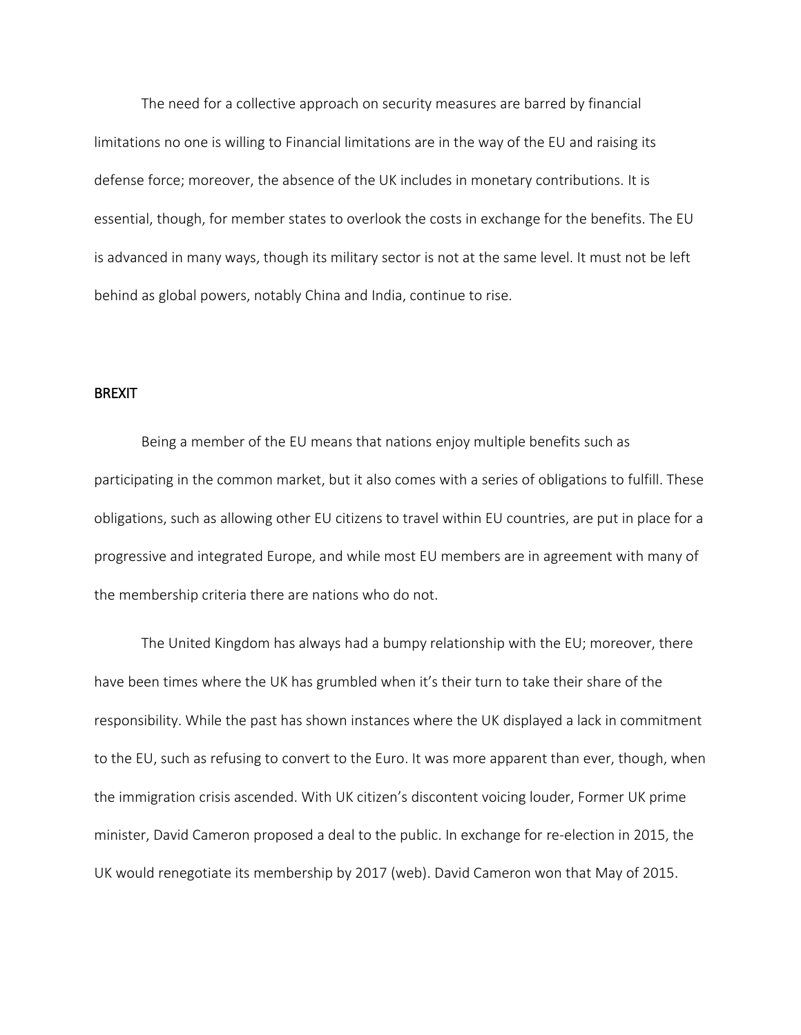The need for a collective approach on security measures are barred by financial limitations no one is willing to Financial limitations are in the way of the EU and raising its defense force; moreover, the absence of the UK includes in monetary contributions. It is essential, though, for member states to overlook the costs in exchange for the benefits. The EU is advanced in many ways, though its military sector is not at the same level. It must not be left behind as global powers, notably China and India, continue to rise.

## BREXIT

Being a member of the EU means that nations enjoy multiple benefits such as participating in the common market, but it also comes with a series of obligations to fulfill. These obligations, such as allowing other EU citizens to travel within EU countries, are put in place for a progressive and integrated Europe, and while most EU members are in agreement with many of the membership criteria there are nations who do not.

The United Kingdom has always had a bumpy relationship with the EU; moreover, there have been times where the UK has grumbled when it's their turn to take their share of the responsibility. While the past has shown instances where the UK displayed a lack in commitment to the EU, such as refusing to convert to the Euro. It was more apparent than ever, though, when the immigration crisis ascended. With UK citizen's discontent voicing louder, Former UK prime minister, David Cameron proposed a deal to the public. In exchange for re-election in 2015, the UK would renegotiate its membership by 2017 (web). David Cameron won that May of 2015.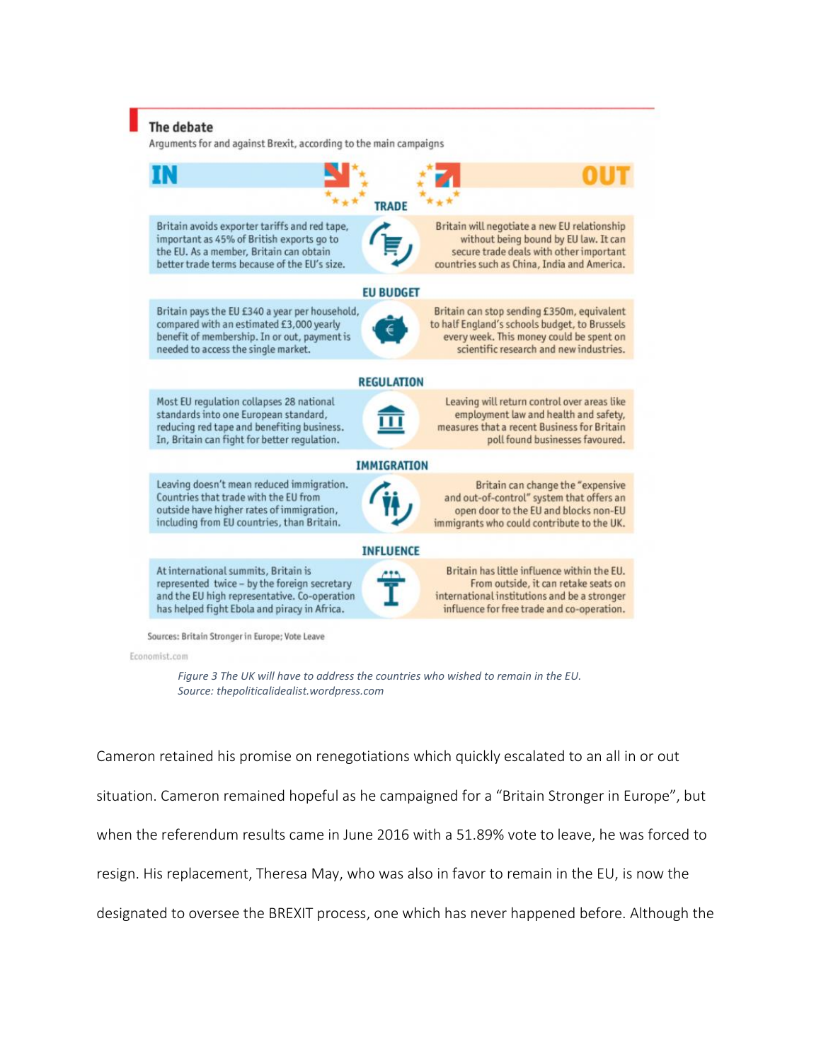**The debate**

Arguments for and against Brexit, according to the main campaigns

| IN | | OUT |
| --- | --- | --- |
| Britain avoids exporter tariffs and red tape, important as 45% of British exports go to the EU. As a member, Britain can obtain better trade terms because of the EU's size. | **TRADE** | Britain will negotiate a new EU relationship without being bound by EU law. It can secure trade deals with other important countries such as China, India and America. |
| Britain pays the EU £340 a year per household, compared with an estimated £3,000 yearly benefit of membership. In or out, payment is needed to access the single market. | **EU BUDGET** | Britain can stop sending £350m, equivalent to half England's schools budget, to Brussels every week. This money could be spent on scientific research and new industries. |
| Most EU regulation collapses 28 national standards into one European standard, reducing red tape and benefiting business. In, Britain can fight for better regulation. | **REGULATION** | Leaving will return control over areas like employment law and health and safety, measures that a recent Business for Britain poll found businesses favoured. |
| Leaving doesn't mean reduced immigration. Countries that trade with the EU from outside have higher rates of immigration, including from EU countries, than Britain. | **IMMIGRATION** | Britain can change the "expensive and out-of-control" system that offers an open door to the EU and blocks non-EU immigrants who could contribute to the UK. |
| At international summits, Britain is represented twice – by the foreign secretary and the EU high representative. Co-operation has helped fight Ebola and piracy in Africa. | **INFLUENCE** | Britain has little influence within the EU. From outside, it can retake seats on international institutions and be a stronger influence for free trade and co-operation. |

Sources: Britain Stronger in Europe; Vote Leave

Economist.com

*Figure 3 The UK will have to address the countries who wished to remain in the EU. Source: thepoliticalidealist.wordpress.com*

Cameron retained his promise on renegotiations which quickly escalated to an all in or out situation. Cameron remained hopeful as he campaigned for a "Britain Stronger in Europe", but when the referendum results came in June 2016 with a 51.89% vote to leave, he was forced to resign. His replacement, Theresa May, who was also in favor to remain in the EU, is now the designated to oversee the BREXIT process, one which has never happened before. Although the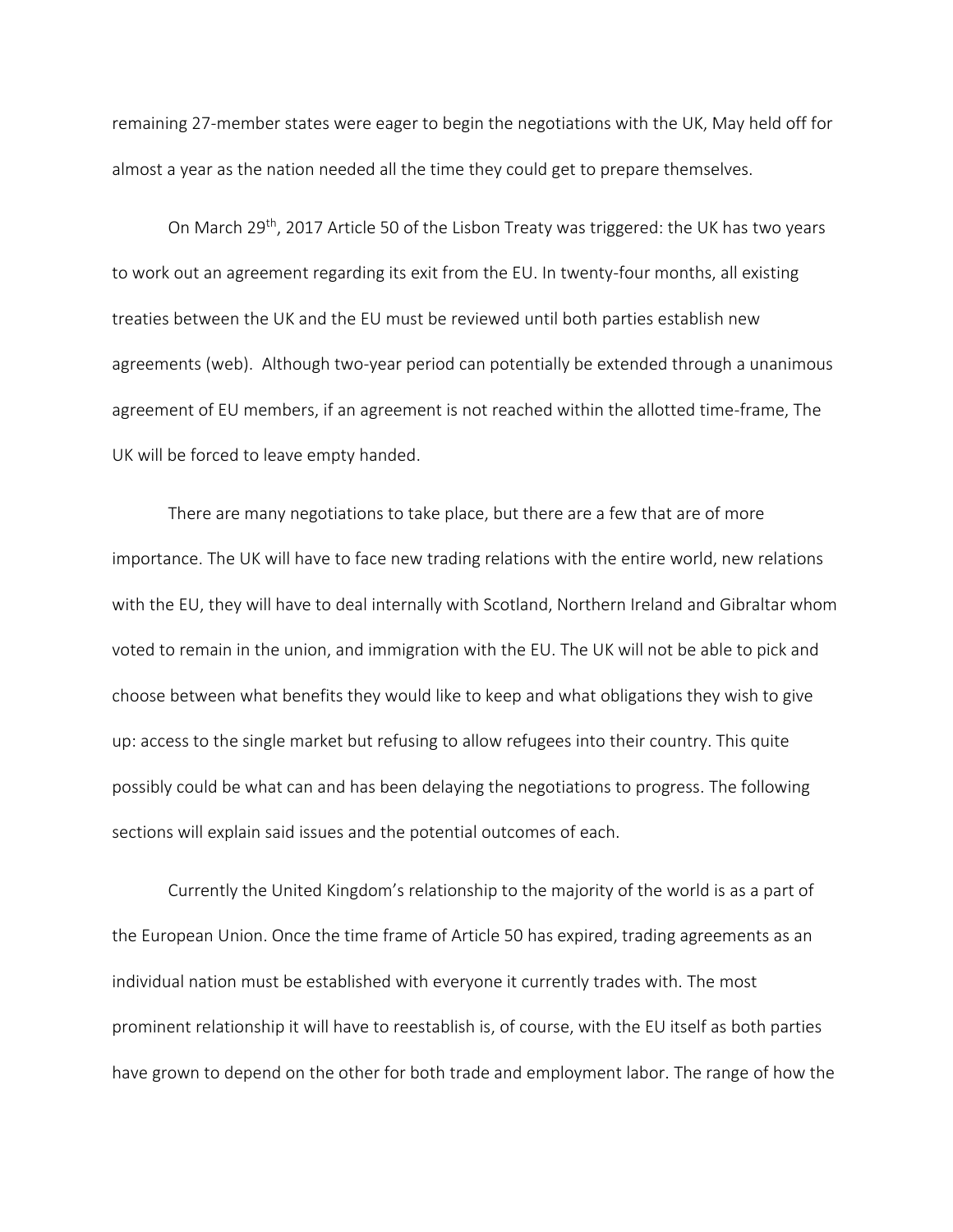remaining 27-member states were eager to begin the negotiations with the UK, May held off for almost a year as the nation needed all the time they could get to prepare themselves.

On March 29th, 2017 Article 50 of the Lisbon Treaty was triggered: the UK has two years to work out an agreement regarding its exit from the EU. In twenty-four months, all existing treaties between the UK and the EU must be reviewed until both parties establish new agreements (web). Although two-year period can potentially be extended through a unanimous agreement of EU members, if an agreement is not reached within the allotted time-frame, The UK will be forced to leave empty handed.

There are many negotiations to take place, but there are a few that are of more importance. The UK will have to face new trading relations with the entire world, new relations with the EU, they will have to deal internally with Scotland, Northern Ireland and Gibraltar whom voted to remain in the union, and immigration with the EU. The UK will not be able to pick and choose between what benefits they would like to keep and what obligations they wish to give up: access to the single market but refusing to allow refugees into their country. This quite possibly could be what can and has been delaying the negotiations to progress. The following sections will explain said issues and the potential outcomes of each.

Currently the United Kingdom's relationship to the majority of the world is as a part of the European Union. Once the time frame of Article 50 has expired, trading agreements as an individual nation must be established with everyone it currently trades with. The most prominent relationship it will have to reestablish is, of course, with the EU itself as both parties have grown to depend on the other for both trade and employment labor. The range of how the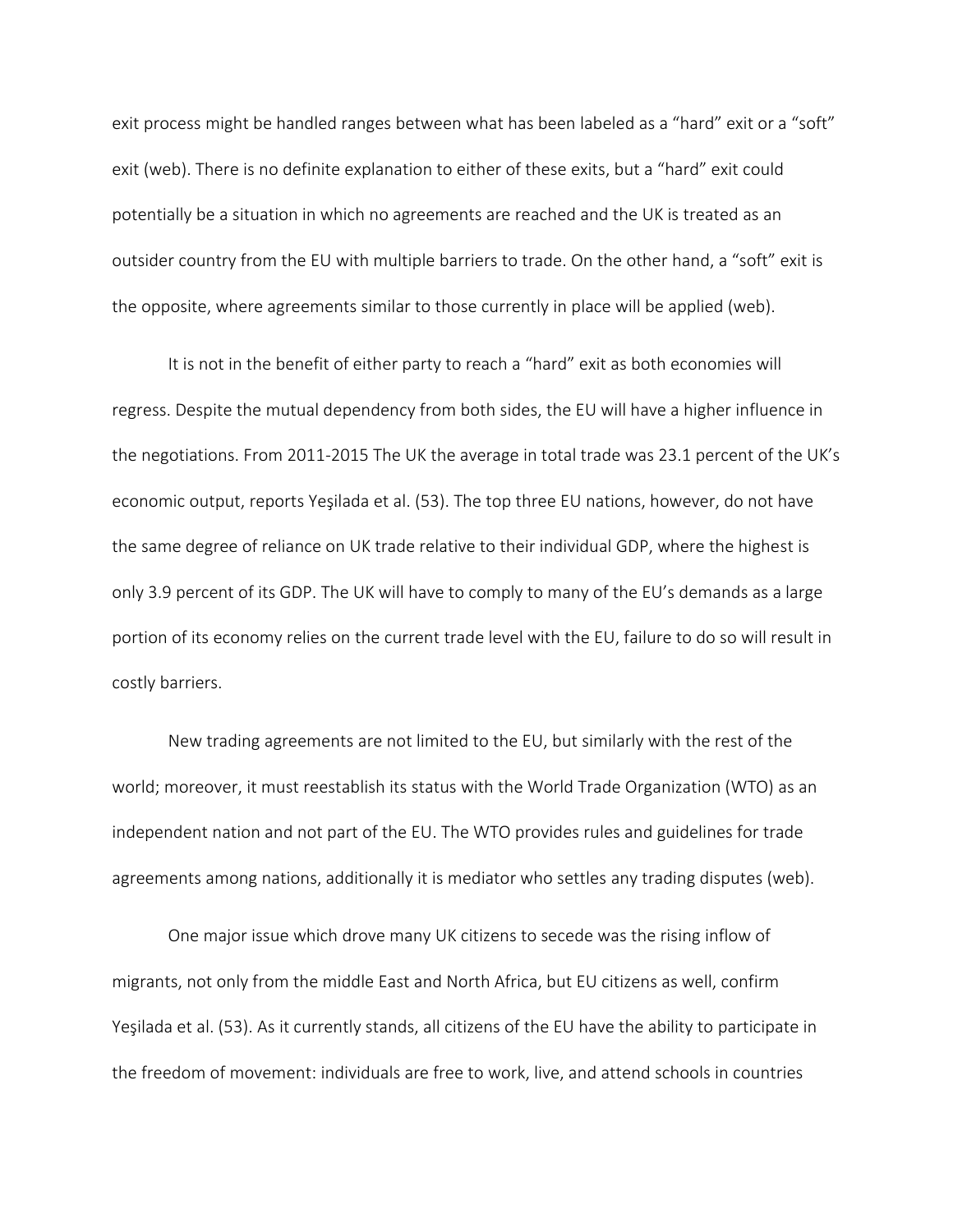exit process might be handled ranges between what has been labeled as a “hard” exit or a “soft” exit (web). There is no definite explanation to either of these exits, but a “hard” exit could potentially be a situation in which no agreements are reached and the UK is treated as an outsider country from the EU with multiple barriers to trade. On the other hand, a “soft” exit is the opposite, where agreements similar to those currently in place will be applied (web).

It is not in the benefit of either party to reach a “hard” exit as both economies will regress. Despite the mutual dependency from both sides, the EU will have a higher influence in the negotiations. From 2011-2015 The UK the average in total trade was 23.1 percent of the UK’s economic output, reports Yeşilada et al. (53). The top three EU nations, however, do not have the same degree of reliance on UK trade relative to their individual GDP, where the highest is only 3.9 percent of its GDP. The UK will have to comply to many of the EU’s demands as a large portion of its economy relies on the current trade level with the EU, failure to do so will result in costly barriers.

New trading agreements are not limited to the EU, but similarly with the rest of the world; moreover, it must reestablish its status with the World Trade Organization (WTO) as an independent nation and not part of the EU. The WTO provides rules and guidelines for trade agreements among nations, additionally it is mediator who settles any trading disputes (web).

One major issue which drove many UK citizens to secede was the rising inflow of migrants, not only from the middle East and North Africa, but EU citizens as well, confirm Yeşilada et al. (53). As it currently stands, all citizens of the EU have the ability to participate in the freedom of movement: individuals are free to work, live, and attend schools in countries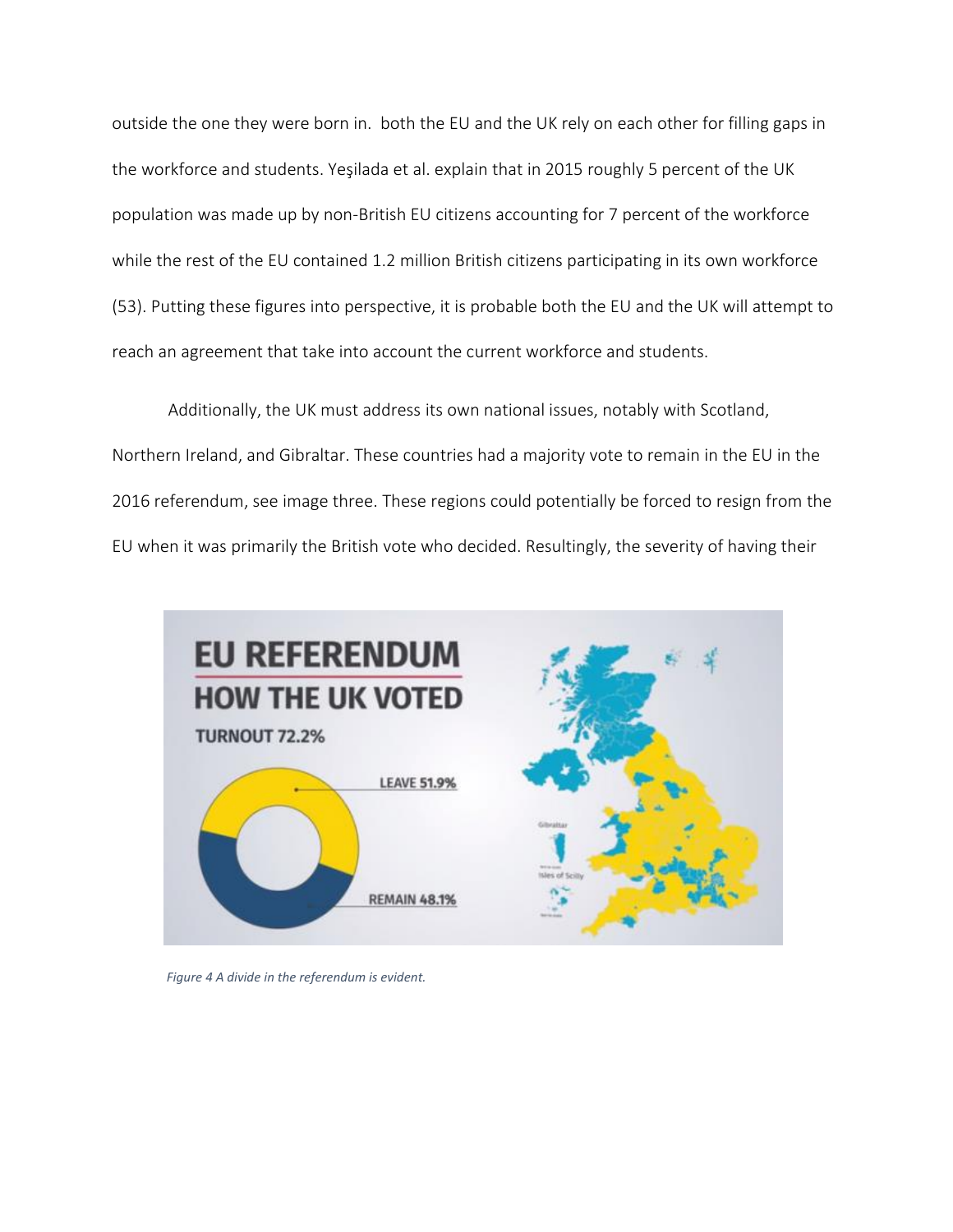outside the one they were born in.  both the EU and the UK rely on each other for filling gaps in the workforce and students. Yeşilada et al. explain that in 2015 roughly 5 percent of the UK population was made up by non-British EU citizens accounting for 7 percent of the workforce while the rest of the EU contained 1.2 million British citizens participating in its own workforce (53). Putting these figures into perspective, it is probable both the EU and the UK will attempt to reach an agreement that take into account the current workforce and students.

Additionally, the UK must address its own national issues, notably with Scotland, Northern Ireland, and Gibraltar. These countries had a majority vote to remain in the EU in the 2016 referendum, see image three. These regions could potentially be forced to resign from the EU when it was primarily the British vote who decided. Resultingly, the severity of having their

*Figure 4 A divide in the referendum is evident.*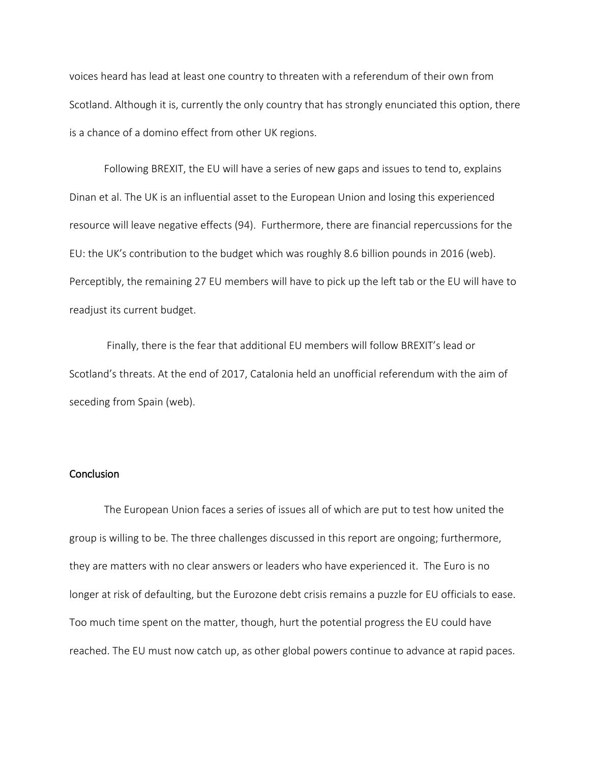voices heard has lead at least one country to threaten with a referendum of their own from Scotland. Although it is, currently the only country that has strongly enunciated this option, there is a chance of a domino effect from other UK regions.

Following BREXIT, the EU will have a series of new gaps and issues to tend to, explains Dinan et al. The UK is an influential asset to the European Union and losing this experienced resource will leave negative effects (94). Furthermore, there are financial repercussions for the EU: the UK's contribution to the budget which was roughly 8.6 billion pounds in 2016 (web). Perceptibly, the remaining 27 EU members will have to pick up the left tab or the EU will have to readjust its current budget.

Finally, there is the fear that additional EU members will follow BREXIT's lead or Scotland's threats. At the end of 2017, Catalonia held an unofficial referendum with the aim of seceding from Spain (web).

## Conclusion

The European Union faces a series of issues all of which are put to test how united the group is willing to be. The three challenges discussed in this report are ongoing; furthermore, they are matters with no clear answers or leaders who have experienced it. The Euro is no longer at risk of defaulting, but the Eurozone debt crisis remains a puzzle for EU officials to ease. Too much time spent on the matter, though, hurt the potential progress the EU could have reached. The EU must now catch up, as other global powers continue to advance at rapid paces.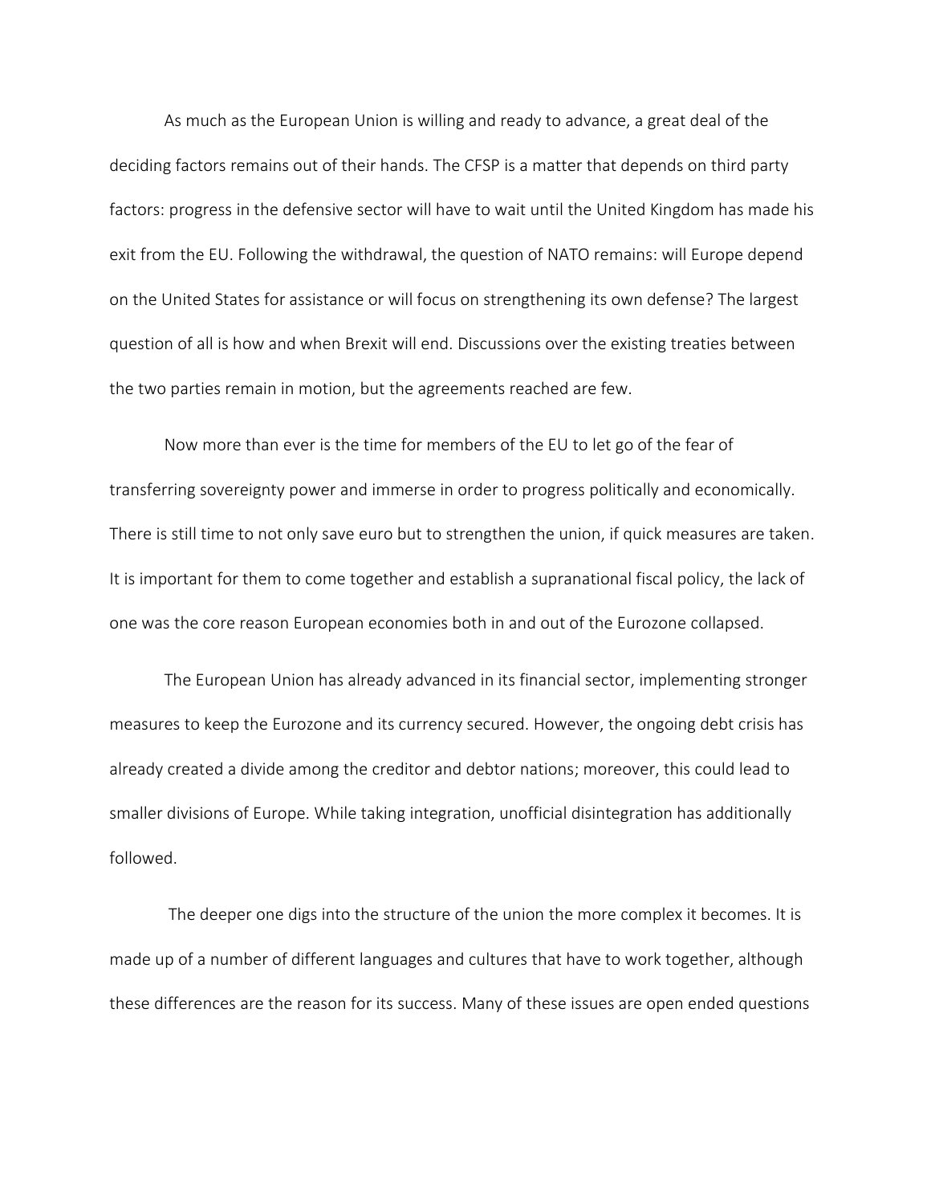As much as the European Union is willing and ready to advance, a great deal of the deciding factors remains out of their hands. The CFSP is a matter that depends on third party factors: progress in the defensive sector will have to wait until the United Kingdom has made his exit from the EU. Following the withdrawal, the question of NATO remains: will Europe depend on the United States for assistance or will focus on strengthening its own defense? The largest question of all is how and when Brexit will end. Discussions over the existing treaties between the two parties remain in motion, but the agreements reached are few.

Now more than ever is the time for members of the EU to let go of the fear of transferring sovereignty power and immerse in order to progress politically and economically. There is still time to not only save euro but to strengthen the union, if quick measures are taken. It is important for them to come together and establish a supranational fiscal policy, the lack of one was the core reason European economies both in and out of the Eurozone collapsed.

The European Union has already advanced in its financial sector, implementing stronger measures to keep the Eurozone and its currency secured. However, the ongoing debt crisis has already created a divide among the creditor and debtor nations; moreover, this could lead to smaller divisions of Europe. While taking integration, unofficial disintegration has additionally followed.

The deeper one digs into the structure of the union the more complex it becomes. It is made up of a number of different languages and cultures that have to work together, although these differences are the reason for its success. Many of these issues are open ended questions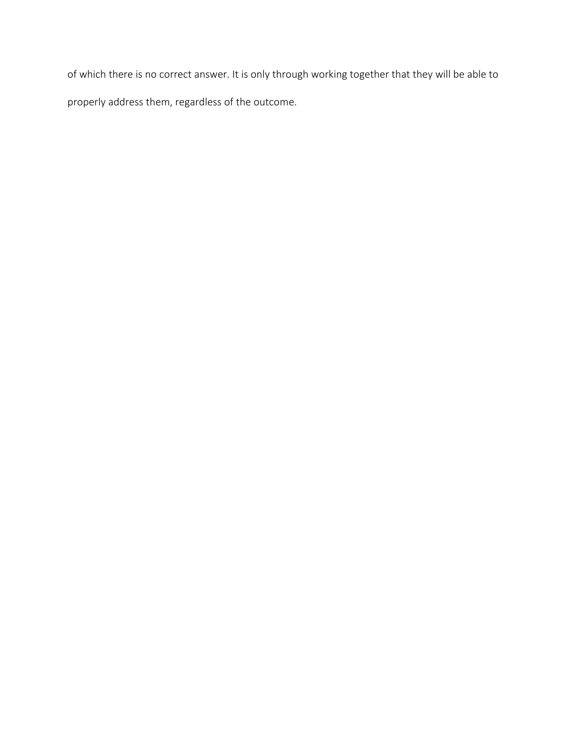of which there is no correct answer. It is only through working together that they will be able to properly address them, regardless of the outcome.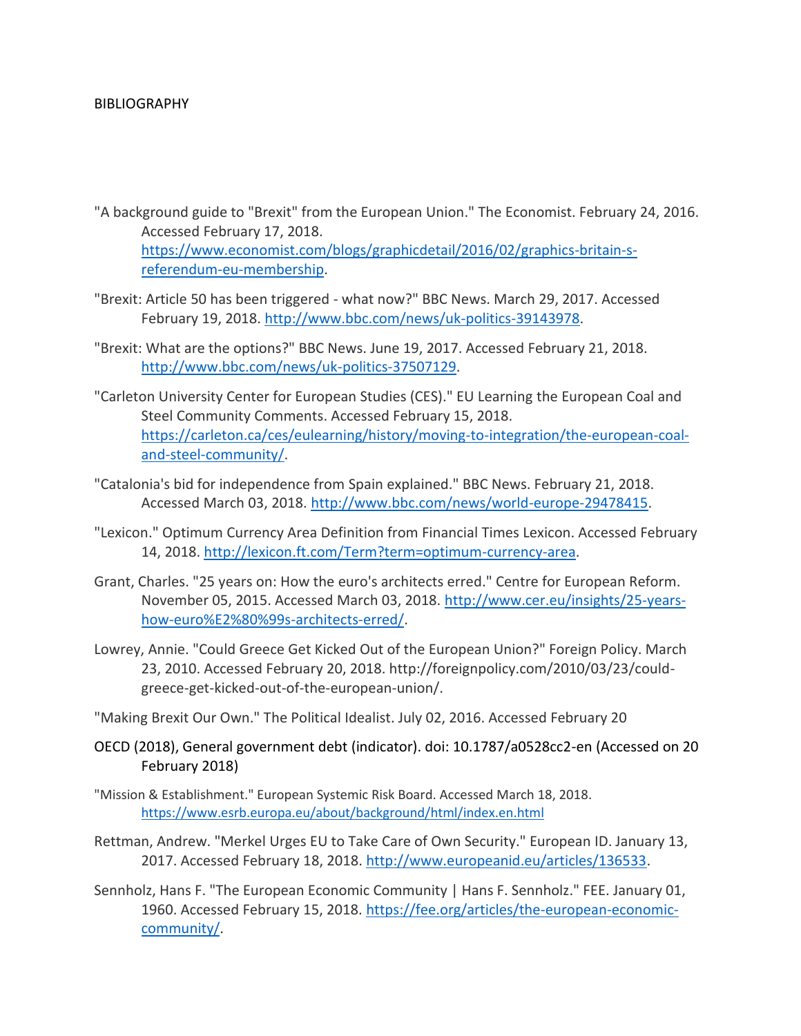BIBLIOGRAPHY

"A background guide to "Brexit" from the European Union." The Economist. February 24, 2016. Accessed February 17, 2018. https://www.economist.com/blogs/graphicdetail/2016/02/graphics-britain-s-referendum-eu-membership.

"Brexit: Article 50 has been triggered - what now?" BBC News. March 29, 2017. Accessed February 19, 2018. http://www.bbc.com/news/uk-politics-39143978.

"Brexit: What are the options?" BBC News. June 19, 2017. Accessed February 21, 2018. http://www.bbc.com/news/uk-politics-37507129.

"Carleton University Center for European Studies (CES)." EU Learning the European Coal and Steel Community Comments. Accessed February 15, 2018. https://carleton.ca/ces/eulearning/history/moving-to-integration/the-european-coal-and-steel-community/.

"Catalonia's bid for independence from Spain explained." BBC News. February 21, 2018. Accessed March 03, 2018. http://www.bbc.com/news/world-europe-29478415.

"Lexicon." Optimum Currency Area Definition from Financial Times Lexicon. Accessed February 14, 2018. http://lexicon.ft.com/Term?term=optimum-currency-area.

Grant, Charles. "25 years on: How the euro's architects erred." Centre for European Reform. November 05, 2015. Accessed March 03, 2018. http://www.cer.eu/insights/25-years-how-euro%E2%80%99s-architects-erred/.

Lowrey, Annie. "Could Greece Get Kicked Out of the European Union?" Foreign Policy. March 23, 2010. Accessed February 20, 2018. http://foreignpolicy.com/2010/03/23/could-greece-get-kicked-out-of-the-european-union/.

"Making Brexit Our Own." The Political Idealist. July 02, 2016. Accessed February 20

OECD (2018), General government debt (indicator). doi: 10.1787/a0528cc2-en (Accessed on 20 February 2018)

"Mission & Establishment." European Systemic Risk Board. Accessed March 18, 2018. https://www.esrb.europa.eu/about/background/html/index.en.html

Rettman, Andrew. "Merkel Urges EU to Take Care of Own Security." European ID. January 13, 2017. Accessed February 18, 2018. http://www.europeanid.eu/articles/136533.

Sennholz, Hans F. "The European Economic Community | Hans F. Sennholz." FEE. January 01, 1960. Accessed February 15, 2018. https://fee.org/articles/the-european-economic-community/.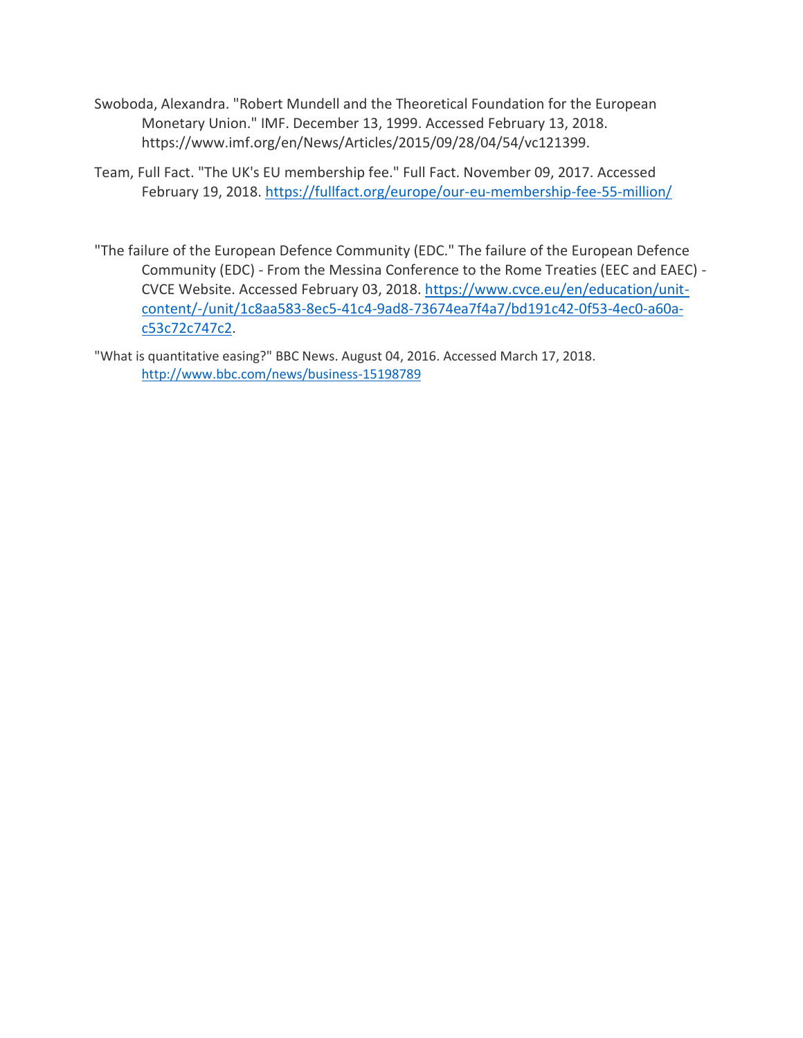Swoboda, Alexandra. "Robert Mundell and the Theoretical Foundation for the European Monetary Union." IMF. December 13, 1999. Accessed February 13, 2018. https://www.imf.org/en/News/Articles/2015/09/28/04/54/vc121399.

Team, Full Fact. "The UK's EU membership fee." Full Fact. November 09, 2017. Accessed February 19, 2018. https://fullfact.org/europe/our-eu-membership-fee-55-million/

"The failure of the European Defence Community (EDC." The failure of the European Defence Community (EDC) - From the Messina Conference to the Rome Treaties (EEC and EAEC) - CVCE Website. Accessed February 03, 2018. https://www.cvce.eu/en/education/unit-content/-/unit/1c8aa583-8ec5-41c4-9ad8-73674ea7f4a7/bd191c42-0f53-4ec0-a60a-c53c72c747c2.

"What is quantitative easing?" BBC News. August 04, 2016. Accessed March 17, 2018. http://www.bbc.com/news/business-15198789